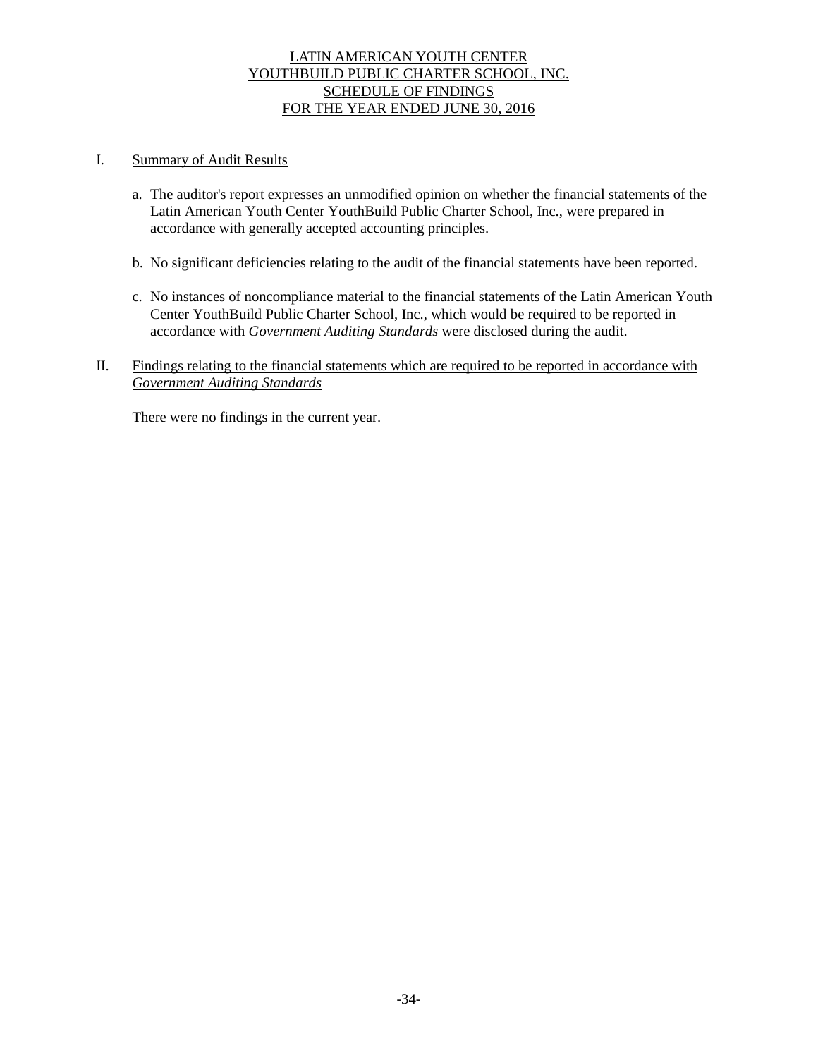# LATIN AMERICAN YOUTH CENTER
# YOUTHBUILD PUBLIC CHARTER SCHOOL, INC.
## SCHEDULE OF FINDINGS
## FOR THE YEAR ENDED JUNE 30, 2016

I. Summary of Audit Results

a. The auditor's report expresses an unmodified opinion on whether the financial statements of the Latin American Youth Center YouthBuild Public Charter School, Inc., were prepared in accordance with generally accepted accounting principles.

b. No significant deficiencies relating to the audit of the financial statements have been reported.

c. No instances of noncompliance material to the financial statements of the Latin American Youth Center YouthBuild Public Charter School, Inc., which would be required to be reported in accordance with *Government Auditing Standards* were disclosed during the audit.

II. Findings relating to the financial statements which are required to be reported in accordance with *Government Auditing Standards*

There were no findings in the current year.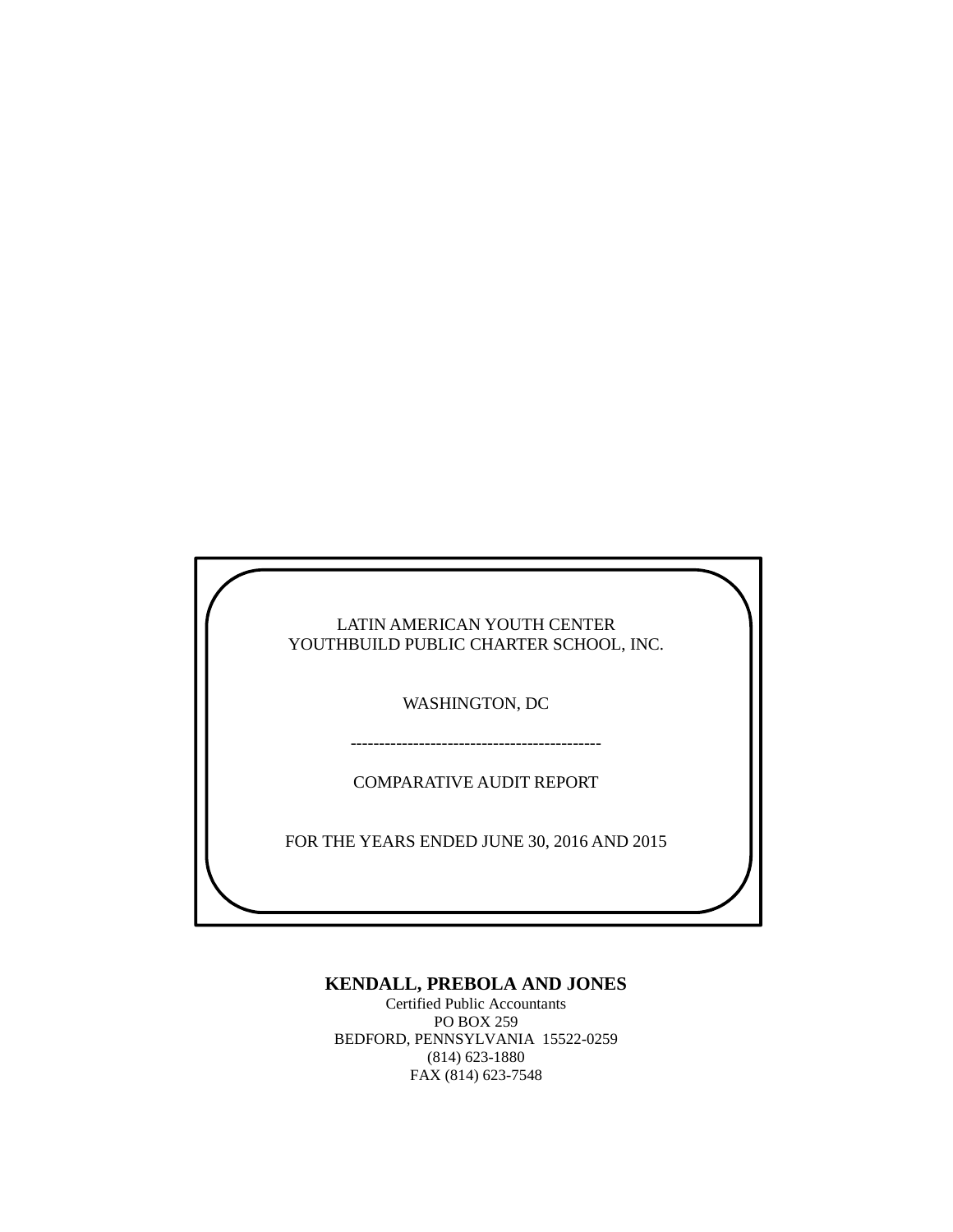LATIN AMERICAN YOUTH CENTER
YOUTHBUILD PUBLIC CHARTER SCHOOL, INC.

WASHINGTON, DC

--------------------------------------------

COMPARATIVE AUDIT REPORT

FOR THE YEARS ENDED JUNE 30, 2016 AND 2015

**KENDALL, PREBOLA AND JONES**
Certified Public Accountants
PO BOX 259
BEDFORD, PENNSYLVANIA 15522-0259
(814) 623-1880
FAX (814) 623-7548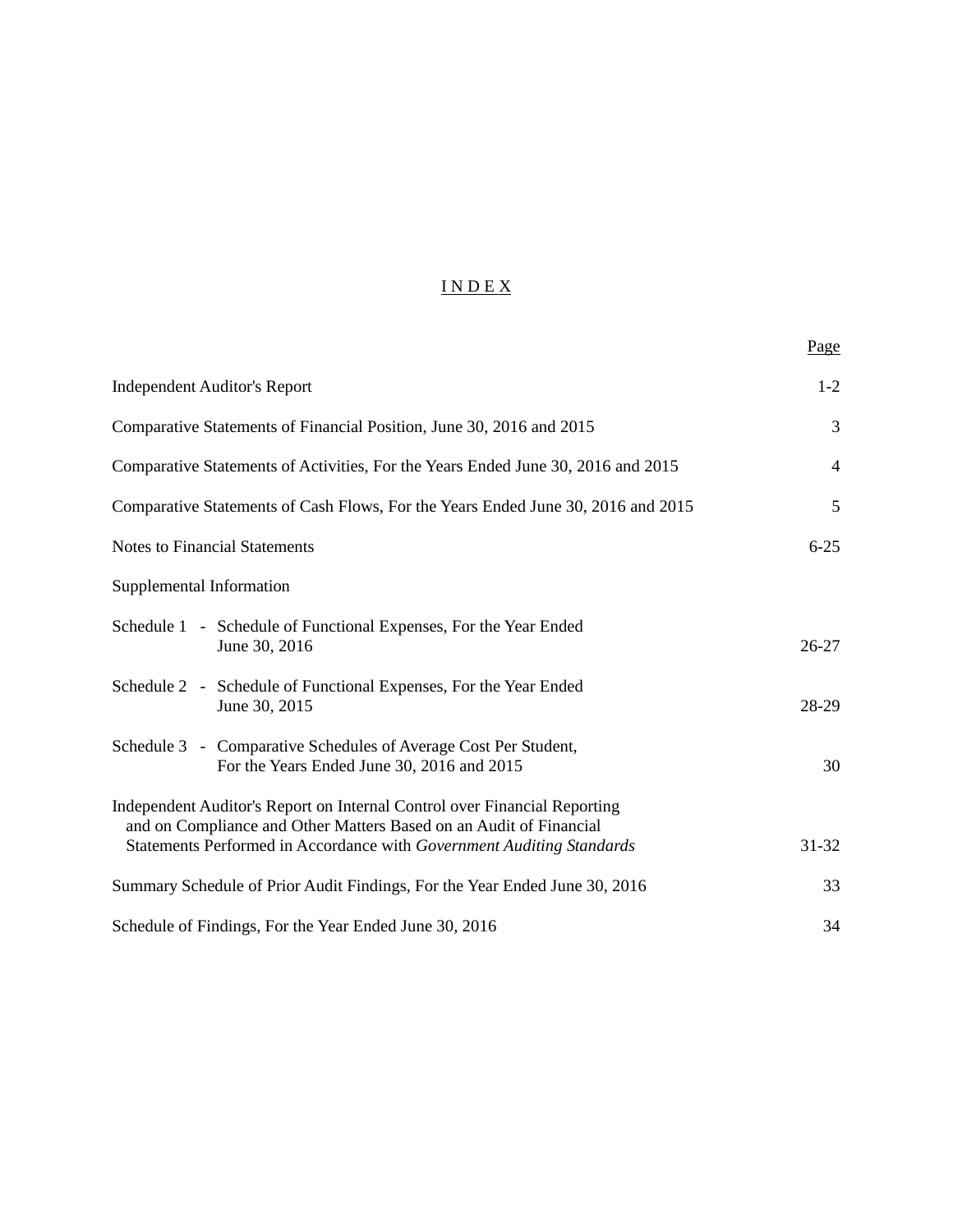# INDEX

| | Page |
|---|---|
| Independent Auditor's Report | 1-2 |
| Comparative Statements of Financial Position, June 30, 2016 and 2015 | 3 |
| Comparative Statements of Activities, For the Years Ended June 30, 2016 and 2015 | 4 |
| Comparative Statements of Cash Flows, For the Years Ended June 30, 2016 and 2015 | 5 |
| Notes to Financial Statements | 6-25 |
| Supplemental Information | |
| Schedule 1 - Schedule of Functional Expenses, For the Year Ended June 30, 2016 | 26-27 |
| Schedule 2 - Schedule of Functional Expenses, For the Year Ended June 30, 2015 | 28-29 |
| Schedule 3 - Comparative Schedules of Average Cost Per Student, For the Years Ended June 30, 2016 and 2015 | 30 |
| Independent Auditor's Report on Internal Control over Financial Reporting and on Compliance and Other Matters Based on an Audit of Financial Statements Performed in Accordance with *Government Auditing Standards* | 31-32 |
| Summary Schedule of Prior Audit Findings, For the Year Ended June 30, 2016 | 33 |
| Schedule of Findings, For the Year Ended June 30, 2016 | 34 |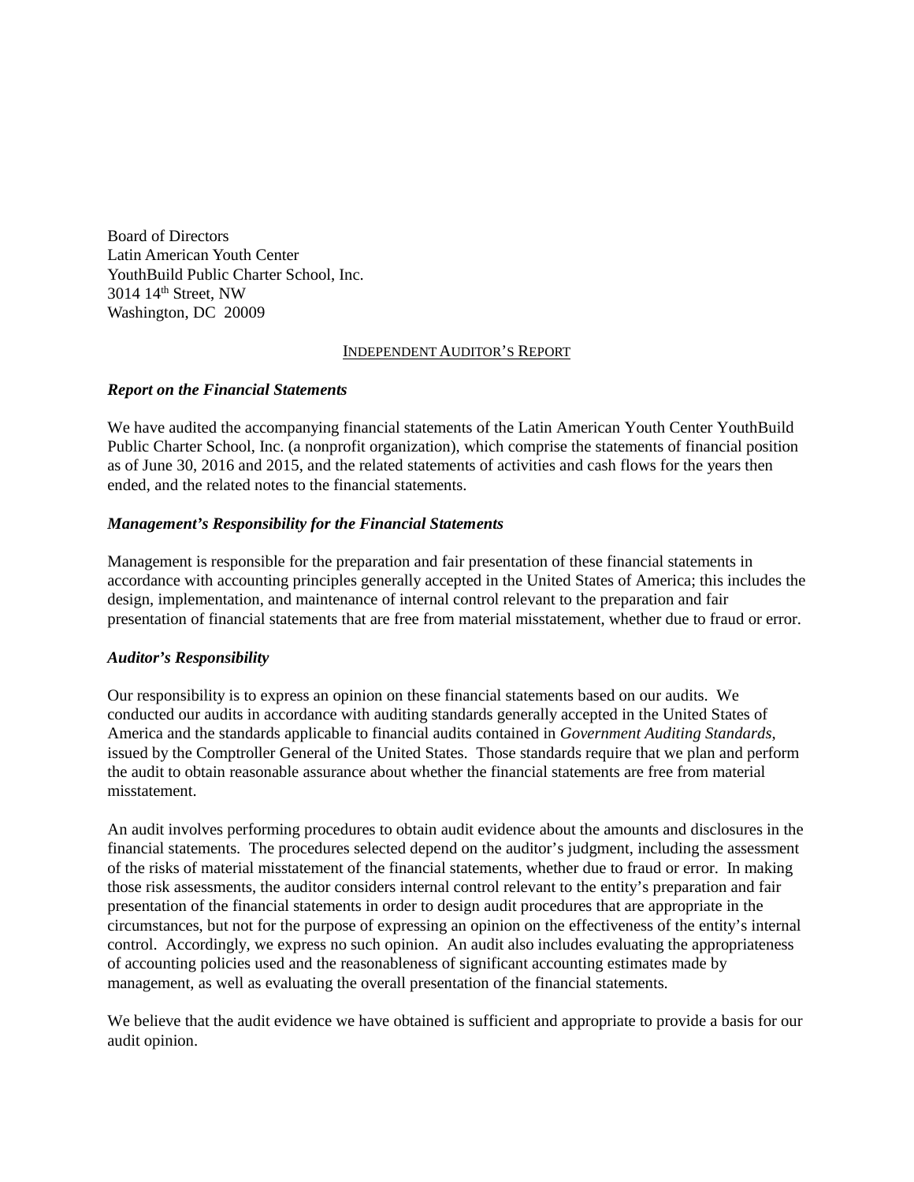Board of Directors
Latin American Youth Center
YouthBuild Public Charter School, Inc.
3014 14th Street, NW
Washington, DC 20009

## INDEPENDENT AUDITOR'S REPORT

### *Report on the Financial Statements*

We have audited the accompanying financial statements of the Latin American Youth Center YouthBuild Public Charter School, Inc. (a nonprofit organization), which comprise the statements of financial position as of June 30, 2016 and 2015, and the related statements of activities and cash flows for the years then ended, and the related notes to the financial statements.

### *Management's Responsibility for the Financial Statements*

Management is responsible for the preparation and fair presentation of these financial statements in accordance with accounting principles generally accepted in the United States of America; this includes the design, implementation, and maintenance of internal control relevant to the preparation and fair presentation of financial statements that are free from material misstatement, whether due to fraud or error.

### *Auditor's Responsibility*

Our responsibility is to express an opinion on these financial statements based on our audits. We conducted our audits in accordance with auditing standards generally accepted in the United States of America and the standards applicable to financial audits contained in *Government Auditing Standards*, issued by the Comptroller General of the United States. Those standards require that we plan and perform the audit to obtain reasonable assurance about whether the financial statements are free from material misstatement.

An audit involves performing procedures to obtain audit evidence about the amounts and disclosures in the financial statements. The procedures selected depend on the auditor's judgment, including the assessment of the risks of material misstatement of the financial statements, whether due to fraud or error. In making those risk assessments, the auditor considers internal control relevant to the entity's preparation and fair presentation of the financial statements in order to design audit procedures that are appropriate in the circumstances, but not for the purpose of expressing an opinion on the effectiveness of the entity's internal control. Accordingly, we express no such opinion. An audit also includes evaluating the appropriateness of accounting policies used and the reasonableness of significant accounting estimates made by management, as well as evaluating the overall presentation of the financial statements.

We believe that the audit evidence we have obtained is sufficient and appropriate to provide a basis for our audit opinion.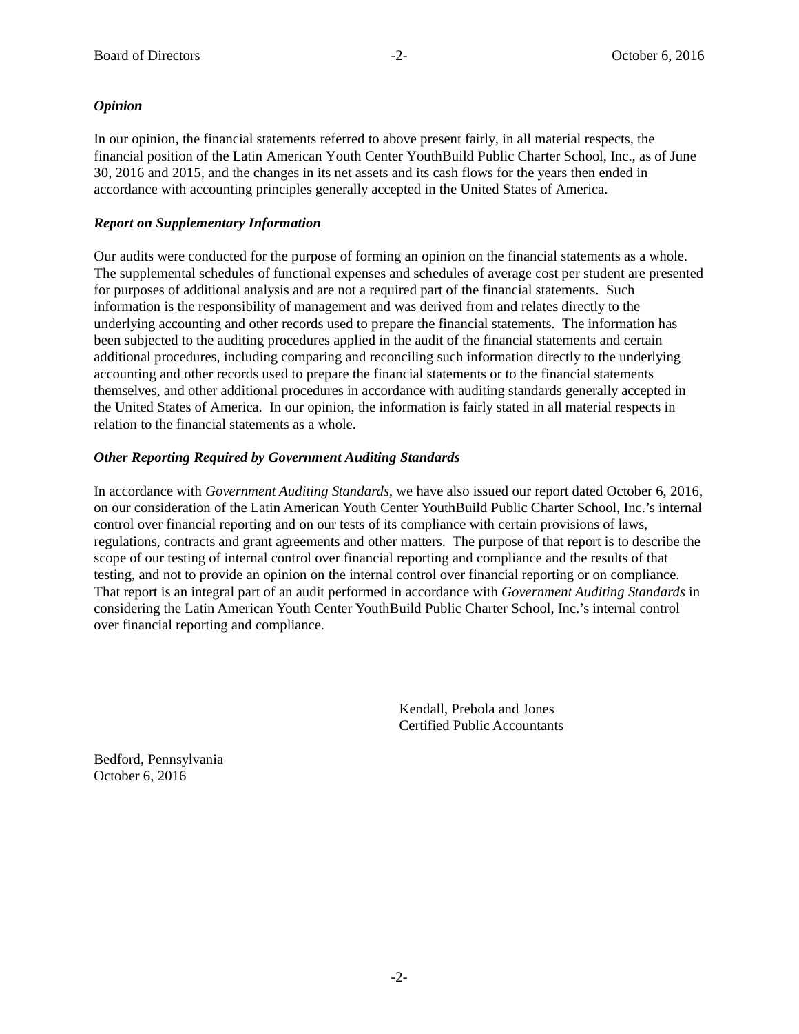### *Opinion*

In our opinion, the financial statements referred to above present fairly, in all material respects, the financial position of the Latin American Youth Center YouthBuild Public Charter School, Inc., as of June 30, 2016 and 2015, and the changes in its net assets and its cash flows for the years then ended in accordance with accounting principles generally accepted in the United States of America.

### *Report on Supplementary Information*

Our audits were conducted for the purpose of forming an opinion on the financial statements as a whole. The supplemental schedules of functional expenses and schedules of average cost per student are presented for purposes of additional analysis and are not a required part of the financial statements. Such information is the responsibility of management and was derived from and relates directly to the underlying accounting and other records used to prepare the financial statements. The information has been subjected to the auditing procedures applied in the audit of the financial statements and certain additional procedures, including comparing and reconciling such information directly to the underlying accounting and other records used to prepare the financial statements or to the financial statements themselves, and other additional procedures in accordance with auditing standards generally accepted in the United States of America. In our opinion, the information is fairly stated in all material respects in relation to the financial statements as a whole.

### *Other Reporting Required by Government Auditing Standards*

In accordance with *Government Auditing Standards*, we have also issued our report dated October 6, 2016, on our consideration of the Latin American Youth Center YouthBuild Public Charter School, Inc.'s internal control over financial reporting and on our tests of its compliance with certain provisions of laws, regulations, contracts and grant agreements and other matters. The purpose of that report is to describe the scope of our testing of internal control over financial reporting and compliance and the results of that testing, and not to provide an opinion on the internal control over financial reporting or on compliance. That report is an integral part of an audit performed in accordance with *Government Auditing Standards* in considering the Latin American Youth Center YouthBuild Public Charter School, Inc.'s internal control over financial reporting and compliance.

Kendall, Prebola and Jones
Certified Public Accountants

Bedford, Pennsylvania
October 6, 2016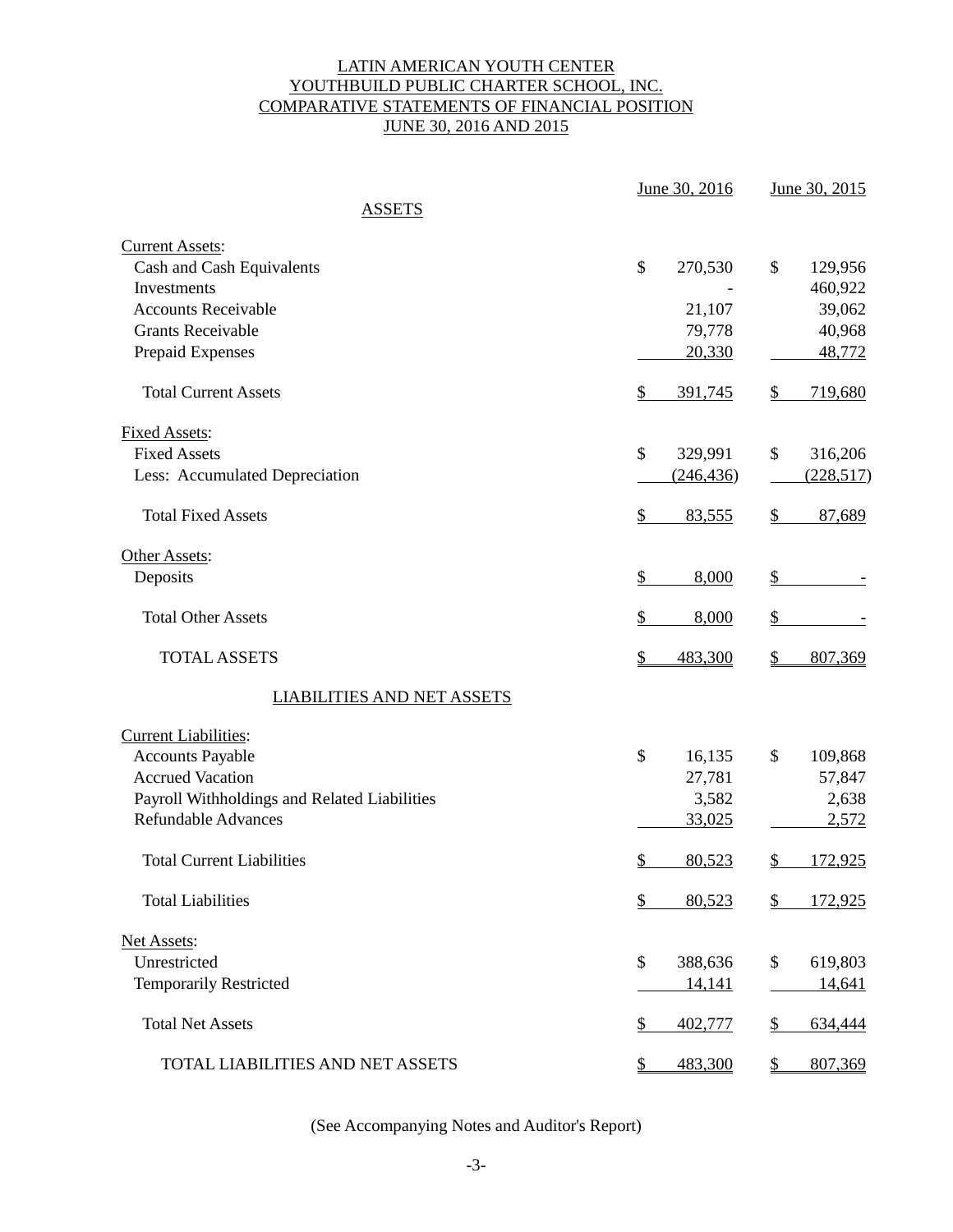# LATIN AMERICAN YOUTH CENTER
# YOUTHBUILD PUBLIC CHARTER SCHOOL, INC.
## COMPARATIVE STATEMENTS OF FINANCIAL POSITION
## JUNE 30, 2016 AND 2015

| | June 30, 2016 | June 30, 2015 |
|---|---|---|
| **ASSETS** | | |
| Current Assets: | | |
| Cash and Cash Equivalents | $ 270,530 | $ 129,956 |
| Investments | - | 460,922 |
| Accounts Receivable | 21,107 | 39,062 |
| Grants Receivable | 79,778 | 40,968 |
| Prepaid Expenses | 20,330 | 48,772 |
| Total Current Assets | $ 391,745 | $ 719,680 |
| Fixed Assets: | | |
| Fixed Assets | $ 329,991 | $ 316,206 |
| Less: Accumulated Depreciation | (246,436) | (228,517) |
| Total Fixed Assets | $ 83,555 | $ 87,689 |
| Other Assets: | | |
| Deposits | $ 8,000 | $ - |
| Total Other Assets | $ 8,000 | $ - |
| TOTAL ASSETS | $ 483,300 | $ 807,369 |
| **LIABILITIES AND NET ASSETS** | | |
| Current Liabilities: | | |
| Accounts Payable | $ 16,135 | $ 109,868 |
| Accrued Vacation | 27,781 | 57,847 |
| Payroll Withholdings and Related Liabilities | 3,582 | 2,638 |
| Refundable Advances | 33,025 | 2,572 |
| Total Current Liabilities | $ 80,523 | $ 172,925 |
| Total Liabilities | $ 80,523 | $ 172,925 |
| Net Assets: | | |
| Unrestricted | $ 388,636 | $ 619,803 |
| Temporarily Restricted | 14,141 | 14,641 |
| Total Net Assets | $ 402,777 | $ 634,444 |
| TOTAL LIABILITIES AND NET ASSETS | $ 483,300 | $ 807,369 |

(See Accompanying Notes and Auditor's Report)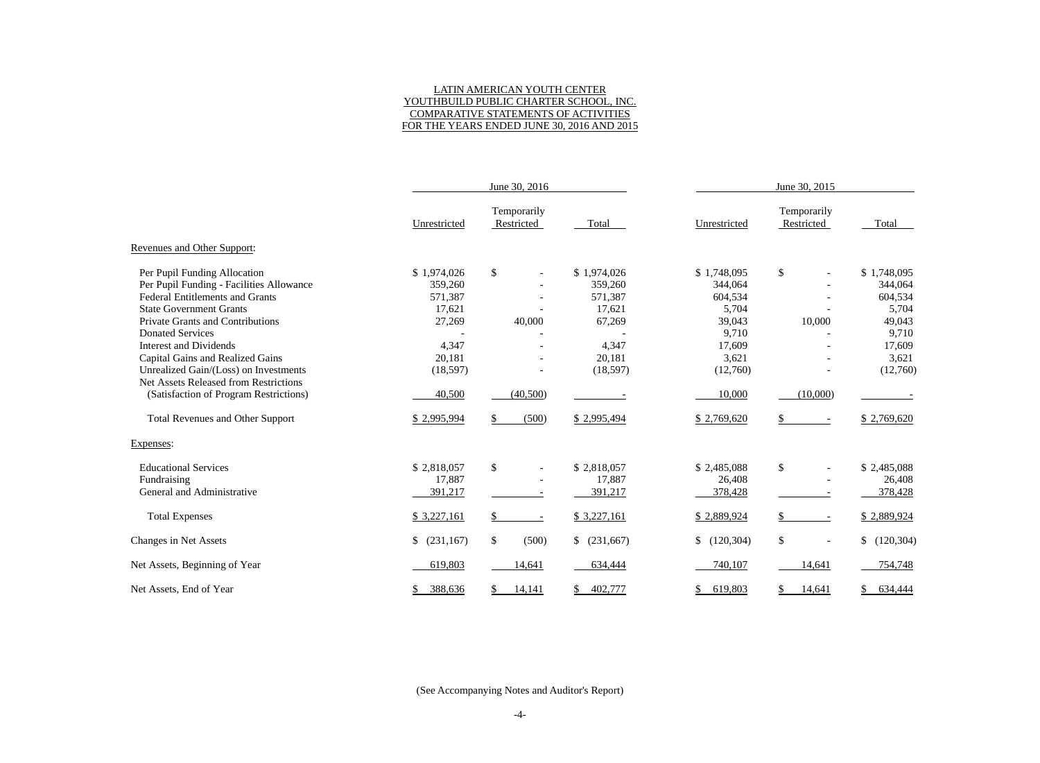# LATIN AMERICAN YOUTH CENTER
# YOUTHBUILD PUBLIC CHARTER SCHOOL, INC.
# COMPARATIVE STATEMENTS OF ACTIVITIES
# FOR THE YEARS ENDED JUNE 30, 2016 AND 2015

| | June 30, 2016 | | | June 30, 2015 | | |
|---|---|---|---|---|---|---|
| | Unrestricted | Temporarily Restricted | Total | Unrestricted | Temporarily Restricted | Total |
| **Revenues and Other Support:** | | | | | | |
| Per Pupil Funding Allocation | $ 1,974,026 | $ - | $ 1,974,026 | $ 1,748,095 | $ - | $ 1,748,095 |
| Per Pupil Funding - Facilities Allowance | 359,260 | - | 359,260 | 344,064 | - | 344,064 |
| Federal Entitlements and Grants | 571,387 | - | 571,387 | 604,534 | - | 604,534 |
| State Government Grants | 17,621 | - | 17,621 | 5,704 | - | 5,704 |
| Private Grants and Contributions | 27,269 | 40,000 | 67,269 | 39,043 | 10,000 | 49,043 |
| Donated Services | - | - | - | 9,710 | - | 9,710 |
| Interest and Dividends | 4,347 | - | 4,347 | 17,609 | - | 17,609 |
| Capital Gains and Realized Gains | 20,181 | - | 20,181 | 3,621 | - | 3,621 |
| Unrealized Gain/(Loss) on Investments | (18,597) | - | (18,597) | (12,760) | - | (12,760) |
| Net Assets Released from Restrictions (Satisfaction of Program Restrictions) | 40,500 | (40,500) | - | 10,000 | (10,000) | - |
| Total Revenues and Other Support | $ 2,995,994 | $ (500) | $ 2,995,494 | $ 2,769,620 | $ - | $ 2,769,620 |
| **Expenses:** | | | | | | |
| Educational Services | $ 2,818,057 | $ - | $ 2,818,057 | $ 2,485,088 | $ - | $ 2,485,088 |
| Fundraising | 17,887 | - | 17,887 | 26,408 | - | 26,408 |
| General and Administrative | 391,217 | - | 391,217 | 378,428 | - | 378,428 |
| Total Expenses | $ 3,227,161 | $ - | $ 3,227,161 | $ 2,889,924 | $ - | $ 2,889,924 |
| Changes in Net Assets | $ (231,167) | $ (500) | $ (231,667) | $ (120,304) | $ - | $ (120,304) |
| Net Assets, Beginning of Year | 619,803 | 14,641 | 634,444 | 740,107 | 14,641 | 754,748 |
| Net Assets, End of Year | $ 388,636 | $ 14,141 | $ 402,777 | $ 619,803 | $ 14,641 | $ 634,444 |

(See Accompanying Notes and Auditor's Report)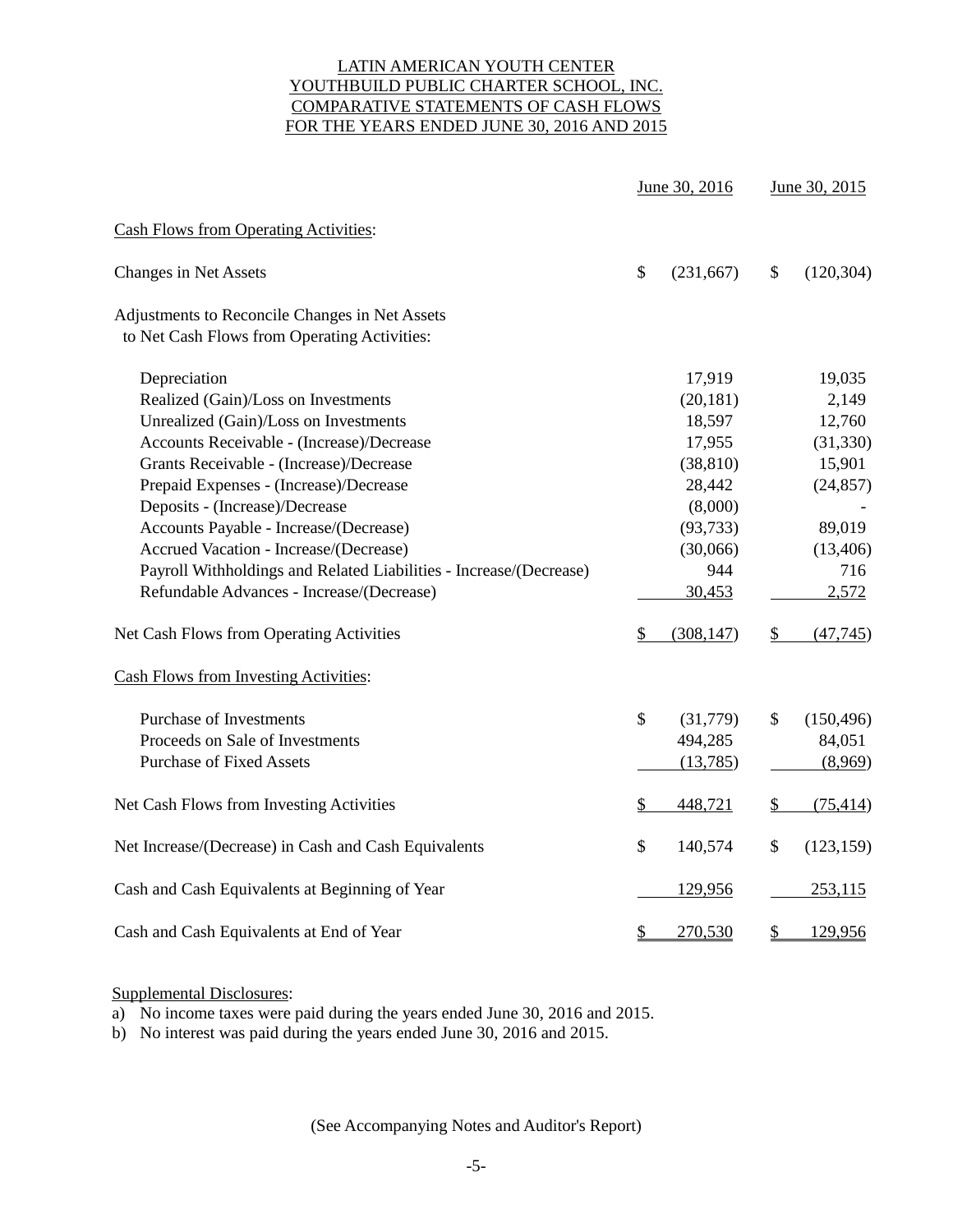# LATIN AMERICAN YOUTH CENTER
# YOUTHBUILD PUBLIC CHARTER SCHOOL, INC.
# COMPARATIVE STATEMENTS OF CASH FLOWS
# FOR THE YEARS ENDED JUNE 30, 2016 AND 2015

| | June 30, 2016 | June 30, 2015 |
|---|---|---|
| **Cash Flows from Operating Activities:** | | |
| Changes in Net Assets | $ (231,667) | $ (120,304) |
| Adjustments to Reconcile Changes in Net Assets to Net Cash Flows from Operating Activities: | | |
| Depreciation | 17,919 | 19,035 |
| Realized (Gain)/Loss on Investments | (20,181) | 2,149 |
| Unrealized (Gain)/Loss on Investments | 18,597 | 12,760 |
| Accounts Receivable - (Increase)/Decrease | 17,955 | (31,330) |
| Grants Receivable - (Increase)/Decrease | (38,810) | 15,901 |
| Prepaid Expenses - (Increase)/Decrease | 28,442 | (24,857) |
| Deposits - (Increase)/Decrease | (8,000) | - |
| Accounts Payable - Increase/(Decrease) | (93,733) | 89,019 |
| Accrued Vacation - Increase/(Decrease) | (30,066) | (13,406) |
| Payroll Withholdings and Related Liabilities - Increase/(Decrease) | 944 | 716 |
| Refundable Advances - Increase/(Decrease) | 30,453 | 2,572 |
| Net Cash Flows from Operating Activities | $ (308,147) | $ (47,745) |
| **Cash Flows from Investing Activities:** | | |
| Purchase of Investments | $ (31,779) | $ (150,496) |
| Proceeds on Sale of Investments | 494,285 | 84,051 |
| Purchase of Fixed Assets | (13,785) | (8,969) |
| Net Cash Flows from Investing Activities | $ 448,721 | $ (75,414) |
| Net Increase/(Decrease) in Cash and Cash Equivalents | $ 140,574 | $ (123,159) |
| Cash and Cash Equivalents at Beginning of Year | 129,956 | 253,115 |
| Cash and Cash Equivalents at End of Year | $ 270,530 | $ 129,956 |

Supplemental Disclosures:

a) No income taxes were paid during the years ended June 30, 2016 and 2015.
b) No interest was paid during the years ended June 30, 2016 and 2015.

(See Accompanying Notes and Auditor's Report)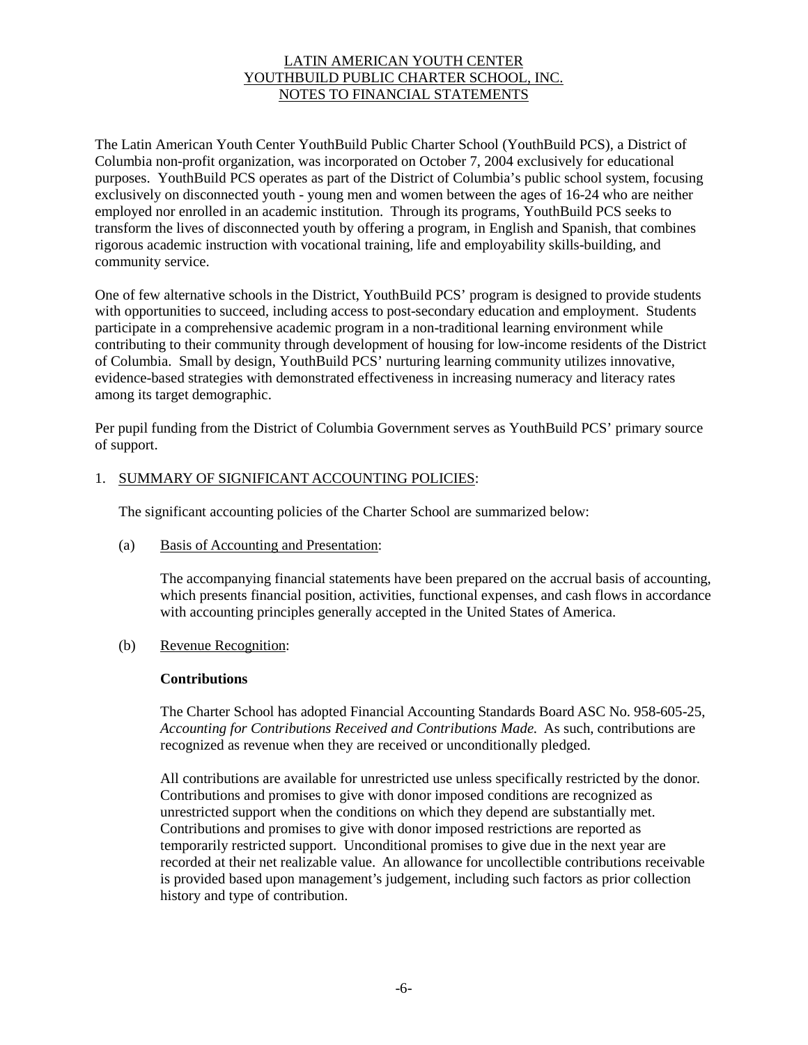# LATIN AMERICAN YOUTH CENTER
# YOUTHBUILD PUBLIC CHARTER SCHOOL, INC.
# NOTES TO FINANCIAL STATEMENTS

The Latin American Youth Center YouthBuild Public Charter School (YouthBuild PCS), a District of Columbia non-profit organization, was incorporated on October 7, 2004 exclusively for educational purposes. YouthBuild PCS operates as part of the District of Columbia's public school system, focusing exclusively on disconnected youth - young men and women between the ages of 16-24 who are neither employed nor enrolled in an academic institution. Through its programs, YouthBuild PCS seeks to transform the lives of disconnected youth by offering a program, in English and Spanish, that combines rigorous academic instruction with vocational training, life and employability skills-building, and community service.

One of few alternative schools in the District, YouthBuild PCS' program is designed to provide students with opportunities to succeed, including access to post-secondary education and employment. Students participate in a comprehensive academic program in a non-traditional learning environment while contributing to their community through development of housing for low-income residents of the District of Columbia. Small by design, YouthBuild PCS' nurturing learning community utilizes innovative, evidence-based strategies with demonstrated effectiveness in increasing numeracy and literacy rates among its target demographic.

Per pupil funding from the District of Columbia Government serves as YouthBuild PCS' primary source of support.

## 1. SUMMARY OF SIGNIFICANT ACCOUNTING POLICIES:

The significant accounting policies of the Charter School are summarized below:

### (a) Basis of Accounting and Presentation:

The accompanying financial statements have been prepared on the accrual basis of accounting, which presents financial position, activities, functional expenses, and cash flows in accordance with accounting principles generally accepted in the United States of America.

### (b) Revenue Recognition:

**Contributions**

The Charter School has adopted Financial Accounting Standards Board ASC No. 958-605-25, *Accounting for Contributions Received and Contributions Made.* As such, contributions are recognized as revenue when they are received or unconditionally pledged.

All contributions are available for unrestricted use unless specifically restricted by the donor. Contributions and promises to give with donor imposed conditions are recognized as unrestricted support when the conditions on which they depend are substantially met. Contributions and promises to give with donor imposed restrictions are reported as temporarily restricted support. Unconditional promises to give due in the next year are recorded at their net realizable value. An allowance for uncollectible contributions receivable is provided based upon management's judgement, including such factors as prior collection history and type of contribution.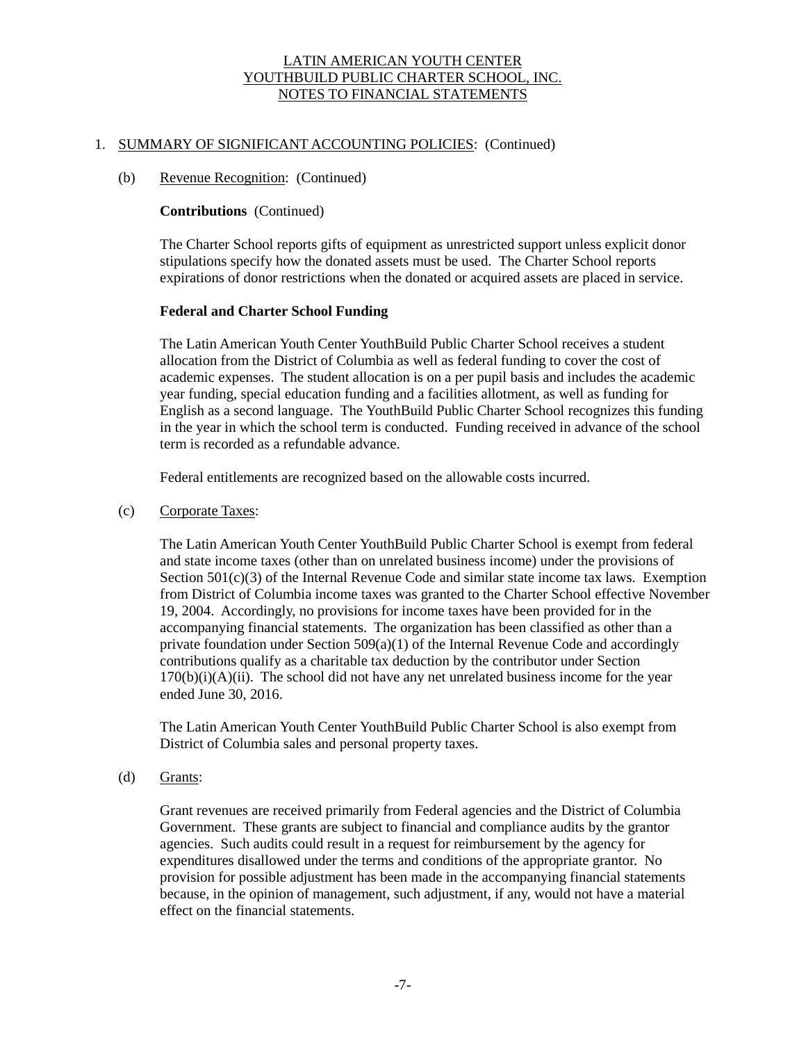# LATIN AMERICAN YOUTH CENTER
# YOUTHBUILD PUBLIC CHARTER SCHOOL, INC.
# NOTES TO FINANCIAL STATEMENTS

1. SUMMARY OF SIGNIFICANT ACCOUNTING POLICIES: (Continued)

(b) Revenue Recognition: (Continued)

**Contributions** (Continued)

The Charter School reports gifts of equipment as unrestricted support unless explicit donor stipulations specify how the donated assets must be used. The Charter School reports expirations of donor restrictions when the donated or acquired assets are placed in service.

**Federal and Charter School Funding**

The Latin American Youth Center YouthBuild Public Charter School receives a student allocation from the District of Columbia as well as federal funding to cover the cost of academic expenses. The student allocation is on a per pupil basis and includes the academic year funding, special education funding and a facilities allotment, as well as funding for English as a second language. The YouthBuild Public Charter School recognizes this funding in the year in which the school term is conducted. Funding received in advance of the school term is recorded as a refundable advance.

Federal entitlements are recognized based on the allowable costs incurred.

(c) Corporate Taxes:

The Latin American Youth Center YouthBuild Public Charter School is exempt from federal and state income taxes (other than on unrelated business income) under the provisions of Section 501(c)(3) of the Internal Revenue Code and similar state income tax laws. Exemption from District of Columbia income taxes was granted to the Charter School effective November 19, 2004. Accordingly, no provisions for income taxes have been provided for in the accompanying financial statements. The organization has been classified as other than a private foundation under Section 509(a)(1) of the Internal Revenue Code and accordingly contributions qualify as a charitable tax deduction by the contributor under Section 170(b)(i)(A)(ii). The school did not have any net unrelated business income for the year ended June 30, 2016.

The Latin American Youth Center YouthBuild Public Charter School is also exempt from District of Columbia sales and personal property taxes.

(d) Grants:

Grant revenues are received primarily from Federal agencies and the District of Columbia Government. These grants are subject to financial and compliance audits by the grantor agencies. Such audits could result in a request for reimbursement by the agency for expenditures disallowed under the terms and conditions of the appropriate grantor. No provision for possible adjustment has been made in the accompanying financial statements because, in the opinion of management, such adjustment, if any, would not have a material effect on the financial statements.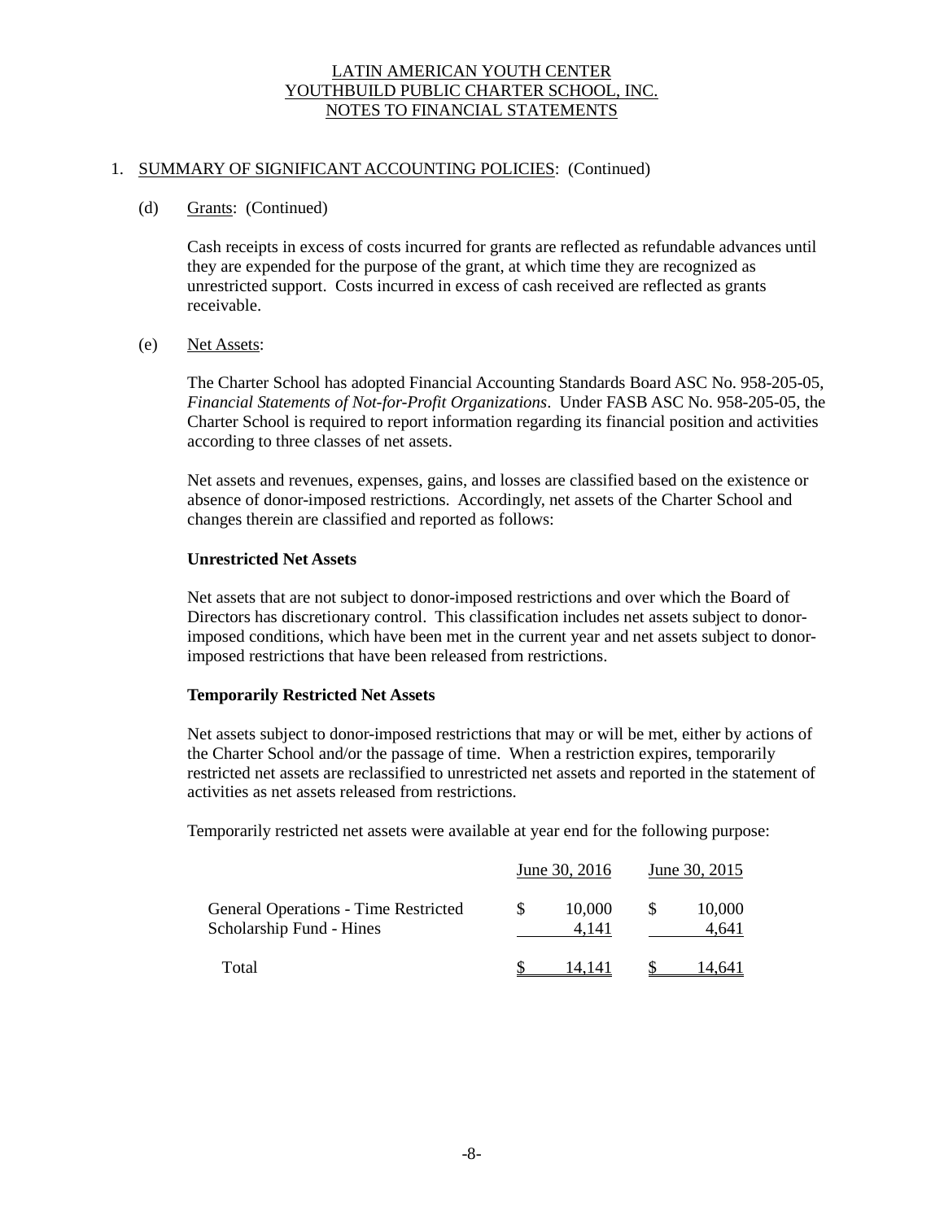# LATIN AMERICAN YOUTH CENTER
# YOUTHBUILD PUBLIC CHARTER SCHOOL, INC.
# NOTES TO FINANCIAL STATEMENTS

1. SUMMARY OF SIGNIFICANT ACCOUNTING POLICIES: (Continued)

(d) Grants: (Continued)

Cash receipts in excess of costs incurred for grants are reflected as refundable advances until they are expended for the purpose of the grant, at which time they are recognized as unrestricted support. Costs incurred in excess of cash received are reflected as grants receivable.

(e) Net Assets:

The Charter School has adopted Financial Accounting Standards Board ASC No. 958-205-05, *Financial Statements of Not-for-Profit Organizations*. Under FASB ASC No. 958-205-05, the Charter School is required to report information regarding its financial position and activities according to three classes of net assets.

Net assets and revenues, expenses, gains, and losses are classified based on the existence or absence of donor-imposed restrictions. Accordingly, net assets of the Charter School and changes therein are classified and reported as follows:

**Unrestricted Net Assets**

Net assets that are not subject to donor-imposed restrictions and over which the Board of Directors has discretionary control. This classification includes net assets subject to donor-imposed conditions, which have been met in the current year and net assets subject to donor-imposed restrictions that have been released from restrictions.

**Temporarily Restricted Net Assets**

Net assets subject to donor-imposed restrictions that may or will be met, either by actions of the Charter School and/or the passage of time. When a restriction expires, temporarily restricted net assets are reclassified to unrestricted net assets and reported in the statement of activities as net assets released from restrictions.

Temporarily restricted net assets were available at year end for the following purpose:

| | June 30, 2016 | June 30, 2015 |
|---|---|---|
| General Operations - Time Restricted | $ 10,000 | $ 10,000 |
| Scholarship Fund - Hines | 4,141 | 4,641 |
| Total | $ 14,141 | $ 14,641 |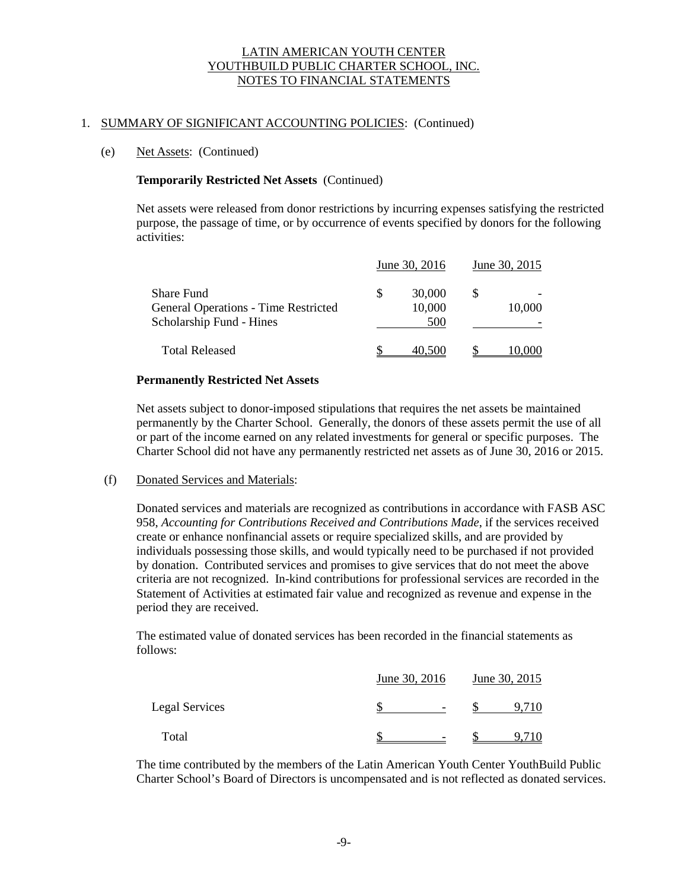1. SUMMARY OF SIGNIFICANT ACCOUNTING POLICIES: (Continued)

(e) Net Assets: (Continued)

**Temporarily Restricted Net Assets** (Continued)

Net assets were released from donor restrictions by incurring expenses satisfying the restricted purpose, the passage of time, or by occurrence of events specified by donors for the following activities:

| | June 30, 2016 | June 30, 2015 |
|---|---|---|
| Share Fund | $ 30,000 | $ - |
| General Operations - Time Restricted | 10,000 | 10,000 |
| Scholarship Fund - Hines | 500 | - |
| Total Released | $ 40,500 | $ 10,000 |

**Permanently Restricted Net Assets**

Net assets subject to donor-imposed stipulations that requires the net assets be maintained permanently by the Charter School. Generally, the donors of these assets permit the use of all or part of the income earned on any related investments for general or specific purposes. The Charter School did not have any permanently restricted net assets as of June 30, 2016 or 2015.

(f) Donated Services and Materials:

Donated services and materials are recognized as contributions in accordance with FASB ASC 958, *Accounting for Contributions Received and Contributions Made*, if the services received create or enhance nonfinancial assets or require specialized skills, and are provided by individuals possessing those skills, and would typically need to be purchased if not provided by donation. Contributed services and promises to give services that do not meet the above criteria are not recognized. In-kind contributions for professional services are recorded in the Statement of Activities at estimated fair value and recognized as revenue and expense in the period they are received.

The estimated value of donated services has been recorded in the financial statements as follows:

| | June 30, 2016 | June 30, 2015 |
|---|---|---|
| Legal Services | $ - | $ 9,710 |
| Total | $ - | $ 9,710 |

The time contributed by the members of the Latin American Youth Center YouthBuild Public Charter School's Board of Directors is uncompensated and is not reflected as donated services.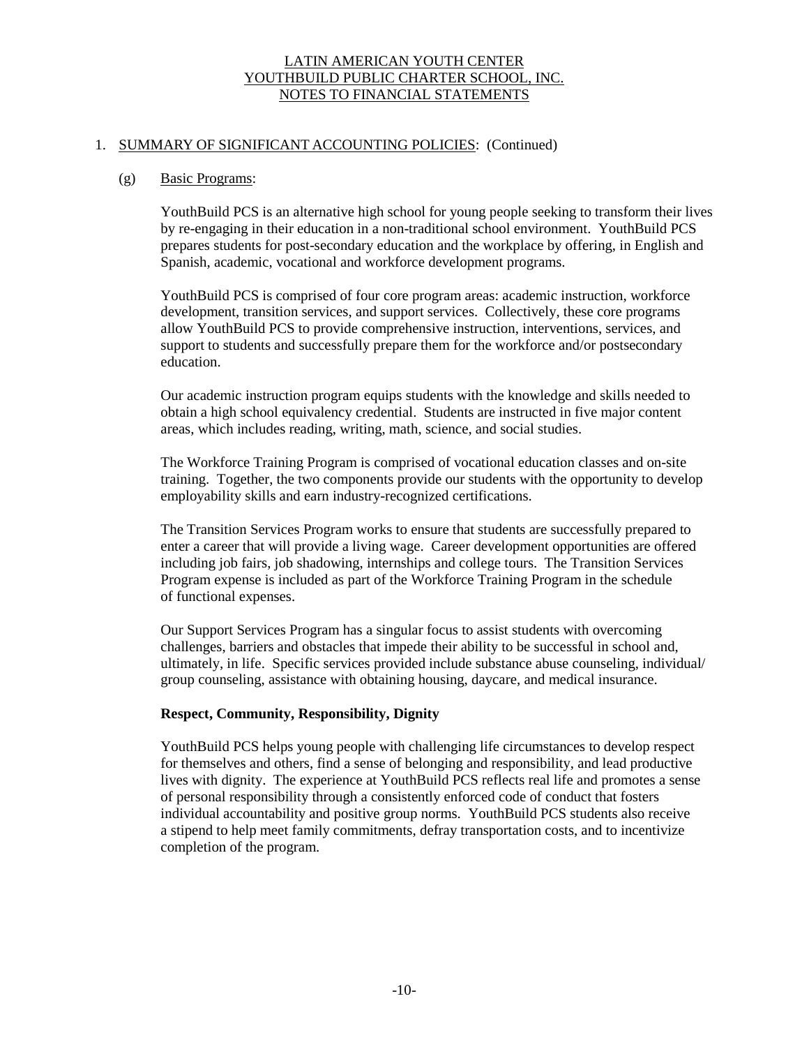# LATIN AMERICAN YOUTH CENTER YOUTHBUILD PUBLIC CHARTER SCHOOL, INC. NOTES TO FINANCIAL STATEMENTS

## 1. SUMMARY OF SIGNIFICANT ACCOUNTING POLICIES: (Continued)

### (g) Basic Programs:

YouthBuild PCS is an alternative high school for young people seeking to transform their lives by re-engaging in their education in a non-traditional school environment. YouthBuild PCS prepares students for post-secondary education and the workplace by offering, in English and Spanish, academic, vocational and workforce development programs.

YouthBuild PCS is comprised of four core program areas: academic instruction, workforce development, transition services, and support services. Collectively, these core programs allow YouthBuild PCS to provide comprehensive instruction, interventions, services, and support to students and successfully prepare them for the workforce and/or postsecondary education.

Our academic instruction program equips students with the knowledge and skills needed to obtain a high school equivalency credential. Students are instructed in five major content areas, which includes reading, writing, math, science, and social studies.

The Workforce Training Program is comprised of vocational education classes and on-site training. Together, the two components provide our students with the opportunity to develop employability skills and earn industry-recognized certifications.

The Transition Services Program works to ensure that students are successfully prepared to enter a career that will provide a living wage. Career development opportunities are offered including job fairs, job shadowing, internships and college tours. The Transition Services Program expense is included as part of the Workforce Training Program in the schedule of functional expenses.

Our Support Services Program has a singular focus to assist students with overcoming challenges, barriers and obstacles that impede their ability to be successful in school and, ultimately, in life. Specific services provided include substance abuse counseling, individual/group counseling, assistance with obtaining housing, daycare, and medical insurance.

**Respect, Community, Responsibility, Dignity**

YouthBuild PCS helps young people with challenging life circumstances to develop respect for themselves and others, find a sense of belonging and responsibility, and lead productive lives with dignity. The experience at YouthBuild PCS reflects real life and promotes a sense of personal responsibility through a consistently enforced code of conduct that fosters individual accountability and positive group norms. YouthBuild PCS students also receive a stipend to help meet family commitments, defray transportation costs, and to incentivize completion of the program.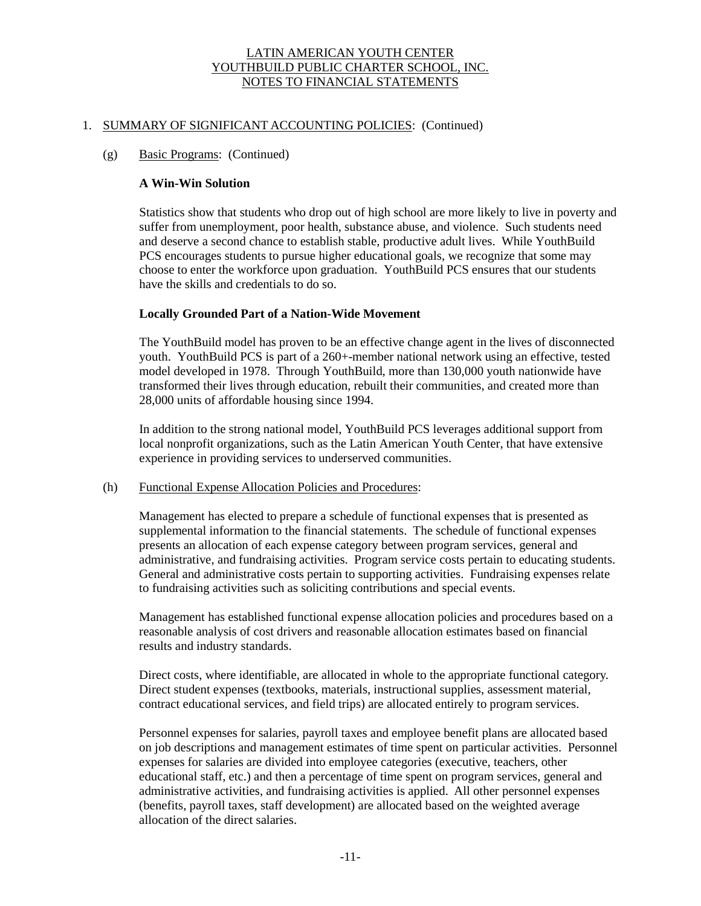# LATIN AMERICAN YOUTH CENTER
# YOUTHBUILD PUBLIC CHARTER SCHOOL, INC.
# NOTES TO FINANCIAL STATEMENTS

1. SUMMARY OF SIGNIFICANT ACCOUNTING POLICIES: (Continued)

   (g) Basic Programs: (Continued)

   **A Win-Win Solution**

   Statistics show that students who drop out of high school are more likely to live in poverty and suffer from unemployment, poor health, substance abuse, and violence. Such students need and deserve a second chance to establish stable, productive adult lives. While YouthBuild PCS encourages students to pursue higher educational goals, we recognize that some may choose to enter the workforce upon graduation. YouthBuild PCS ensures that our students have the skills and credentials to do so.

   **Locally Grounded Part of a Nation-Wide Movement**

   The YouthBuild model has proven to be an effective change agent in the lives of disconnected youth. YouthBuild PCS is part of a 260+-member national network using an effective, tested model developed in 1978. Through YouthBuild, more than 130,000 youth nationwide have transformed their lives through education, rebuilt their communities, and created more than 28,000 units of affordable housing since 1994.

   In addition to the strong national model, YouthBuild PCS leverages additional support from local nonprofit organizations, such as the Latin American Youth Center, that have extensive experience in providing services to underserved communities.

   (h) Functional Expense Allocation Policies and Procedures:

   Management has elected to prepare a schedule of functional expenses that is presented as supplemental information to the financial statements. The schedule of functional expenses presents an allocation of each expense category between program services, general and administrative, and fundraising activities. Program service costs pertain to educating students. General and administrative costs pertain to supporting activities. Fundraising expenses relate to fundraising activities such as soliciting contributions and special events.

   Management has established functional expense allocation policies and procedures based on a reasonable analysis of cost drivers and reasonable allocation estimates based on financial results and industry standards.

   Direct costs, where identifiable, are allocated in whole to the appropriate functional category. Direct student expenses (textbooks, materials, instructional supplies, assessment material, contract educational services, and field trips) are allocated entirely to program services.

   Personnel expenses for salaries, payroll taxes and employee benefit plans are allocated based on job descriptions and management estimates of time spent on particular activities. Personnel expenses for salaries are divided into employee categories (executive, teachers, other educational staff, etc.) and then a percentage of time spent on program services, general and administrative activities, and fundraising activities is applied. All other personnel expenses (benefits, payroll taxes, staff development) are allocated based on the weighted average allocation of the direct salaries.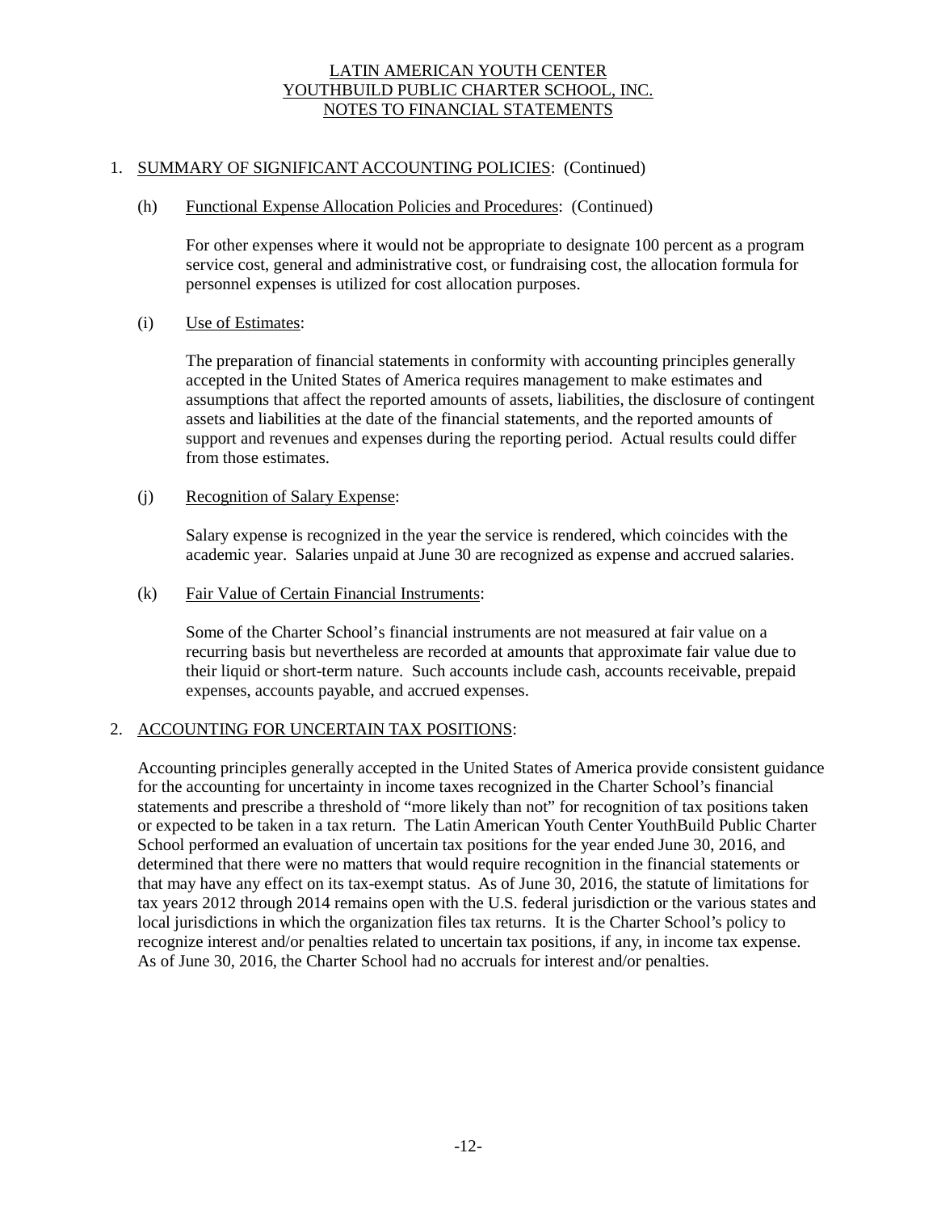# LATIN AMERICAN YOUTH CENTER
# YOUTHBUILD PUBLIC CHARTER SCHOOL, INC.
# NOTES TO FINANCIAL STATEMENTS

1. SUMMARY OF SIGNIFICANT ACCOUNTING POLICIES: (Continued)

   (h) Functional Expense Allocation Policies and Procedures: (Continued)

   For other expenses where it would not be appropriate to designate 100 percent as a program service cost, general and administrative cost, or fundraising cost, the allocation formula for personnel expenses is utilized for cost allocation purposes.

   (i) Use of Estimates:

   The preparation of financial statements in conformity with accounting principles generally accepted in the United States of America requires management to make estimates and assumptions that affect the reported amounts of assets, liabilities, the disclosure of contingent assets and liabilities at the date of the financial statements, and the reported amounts of support and revenues and expenses during the reporting period. Actual results could differ from those estimates.

   (j) Recognition of Salary Expense:

   Salary expense is recognized in the year the service is rendered, which coincides with the academic year. Salaries unpaid at June 30 are recognized as expense and accrued salaries.

   (k) Fair Value of Certain Financial Instruments:

   Some of the Charter School's financial instruments are not measured at fair value on a recurring basis but nevertheless are recorded at amounts that approximate fair value due to their liquid or short-term nature. Such accounts include cash, accounts receivable, prepaid expenses, accounts payable, and accrued expenses.

2. ACCOUNTING FOR UNCERTAIN TAX POSITIONS:

   Accounting principles generally accepted in the United States of America provide consistent guidance for the accounting for uncertainty in income taxes recognized in the Charter School's financial statements and prescribe a threshold of "more likely than not" for recognition of tax positions taken or expected to be taken in a tax return. The Latin American Youth Center YouthBuild Public Charter School performed an evaluation of uncertain tax positions for the year ended June 30, 2016, and determined that there were no matters that would require recognition in the financial statements or that may have any effect on its tax-exempt status. As of June 30, 2016, the statute of limitations for tax years 2012 through 2014 remains open with the U.S. federal jurisdiction or the various states and local jurisdictions in which the organization files tax returns. It is the Charter School's policy to recognize interest and/or penalties related to uncertain tax positions, if any, in income tax expense. As of June 30, 2016, the Charter School had no accruals for interest and/or penalties.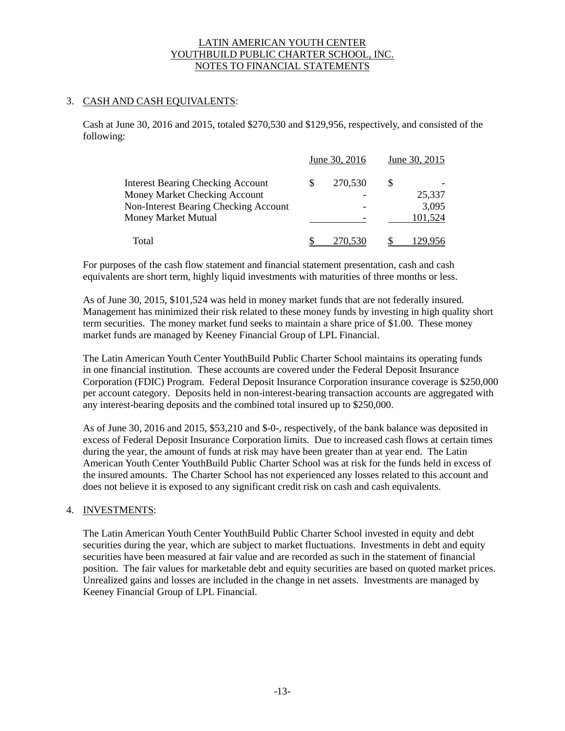# LATIN AMERICAN YOUTH CENTER
# YOUTHBUILD PUBLIC CHARTER SCHOOL, INC.
# NOTES TO FINANCIAL STATEMENTS

## 3. CASH AND CASH EQUIVALENTS:

Cash at June 30, 2016 and 2015, totaled \$270,530 and \$129,956, respectively, and consisted of the following:

| | June 30, 2016 | June 30, 2015 |
|---|---|---|
| Interest Bearing Checking Account | $ 270,530 | $ - |
| Money Market Checking Account | - | 25,337 |
| Non-Interest Bearing Checking Account | - | 3,095 |
| Money Market Mutual | - | 101,524 |
| Total | $ 270,530 | $ 129,956 |

For purposes of the cash flow statement and financial statement presentation, cash and cash equivalents are short term, highly liquid investments with maturities of three months or less.

As of June 30, 2015, \$101,524 was held in money market funds that are not federally insured. Management has minimized their risk related to these money funds by investing in high quality short term securities. The money market fund seeks to maintain a share price of \$1.00. These money market funds are managed by Keeney Financial Group of LPL Financial.

The Latin American Youth Center YouthBuild Public Charter School maintains its operating funds in one financial institution. These accounts are covered under the Federal Deposit Insurance Corporation (FDIC) Program. Federal Deposit Insurance Corporation insurance coverage is \$250,000 per account category. Deposits held in non-interest-bearing transaction accounts are aggregated with any interest-bearing deposits and the combined total insured up to \$250,000.

As of June 30, 2016 and 2015, \$53,210 and \$-0-, respectively, of the bank balance was deposited in excess of Federal Deposit Insurance Corporation limits. Due to increased cash flows at certain times during the year, the amount of funds at risk may have been greater than at year end. The Latin American Youth Center YouthBuild Public Charter School was at risk for the funds held in excess of the insured amounts. The Charter School has not experienced any losses related to this account and does not believe it is exposed to any significant credit risk on cash and cash equivalents.

## 4. INVESTMENTS:

The Latin American Youth Center YouthBuild Public Charter School invested in equity and debt securities during the year, which are subject to market fluctuations. Investments in debt and equity securities have been measured at fair value and are recorded as such in the statement of financial position. The fair values for marketable debt and equity securities are based on quoted market prices. Unrealized gains and losses are included in the change in net assets. Investments are managed by Keeney Financial Group of LPL Financial.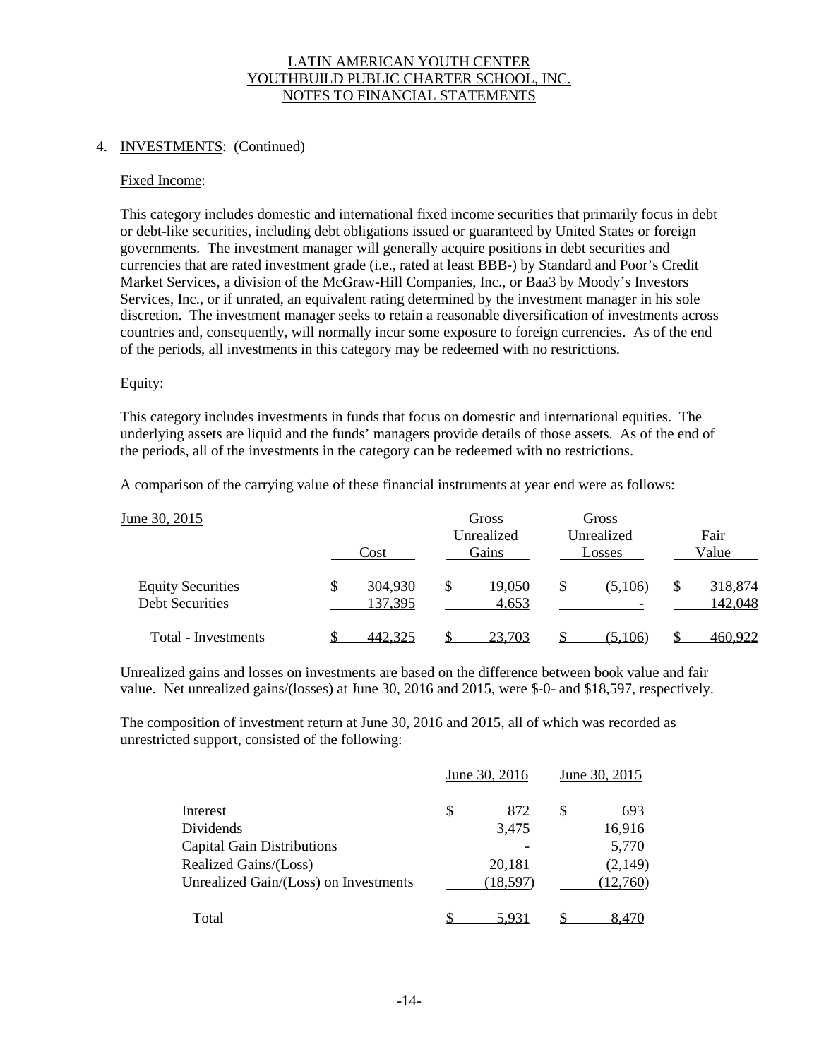LATIN AMERICAN YOUTH CENTER
YOUTHBUILD PUBLIC CHARTER SCHOOL, INC.
NOTES TO FINANCIAL STATEMENTS

4. INVESTMENTS: (Continued)

Fixed Income:

This category includes domestic and international fixed income securities that primarily focus in debt or debt-like securities, including debt obligations issued or guaranteed by United States or foreign governments. The investment manager will generally acquire positions in debt securities and currencies that are rated investment grade (i.e., rated at least BBB-) by Standard and Poor's Credit Market Services, a division of the McGraw-Hill Companies, Inc., or Baa3 by Moody's Investors Services, Inc., or if unrated, an equivalent rating determined by the investment manager in his sole discretion. The investment manager seeks to retain a reasonable diversification of investments across countries and, consequently, will normally incur some exposure to foreign currencies. As of the end of the periods, all investments in this category may be redeemed with no restrictions.

Equity:

This category includes investments in funds that focus on domestic and international equities. The underlying assets are liquid and the funds' managers provide details of those assets. As of the end of the periods, all of the investments in the category can be redeemed with no restrictions.

A comparison of the carrying value of these financial instruments at year end were as follows:

| June 30, 2015 | Cost | Gross Unrealized Gains | Gross Unrealized Losses | Fair Value |
|---|---|---|---|---|
| Equity Securities | $ 304,930 | $ 19,050 | $ (5,106) | $ 318,874 |
| Debt Securities | 137,395 | 4,653 | - | 142,048 |
| Total - Investments | $ 442,325 | $ 23,703 | $ (5,106) | $ 460,922 |

Unrealized gains and losses on investments are based on the difference between book value and fair value. Net unrealized gains/(losses) at June 30, 2016 and 2015, were $-0- and $18,597, respectively.

The composition of investment return at June 30, 2016 and 2015, all of which was recorded as unrestricted support, consisted of the following:

| | June 30, 2016 | June 30, 2015 |
|---|---|---|
| Interest | $ 872 | $ 693 |
| Dividends | 3,475 | 16,916 |
| Capital Gain Distributions | - | 5,770 |
| Realized Gains/(Loss) | 20,181 | (2,149) |
| Unrealized Gain/(Loss) on Investments | (18,597) | (12,760) |
| Total | $ 5,931 | $ 8,470 |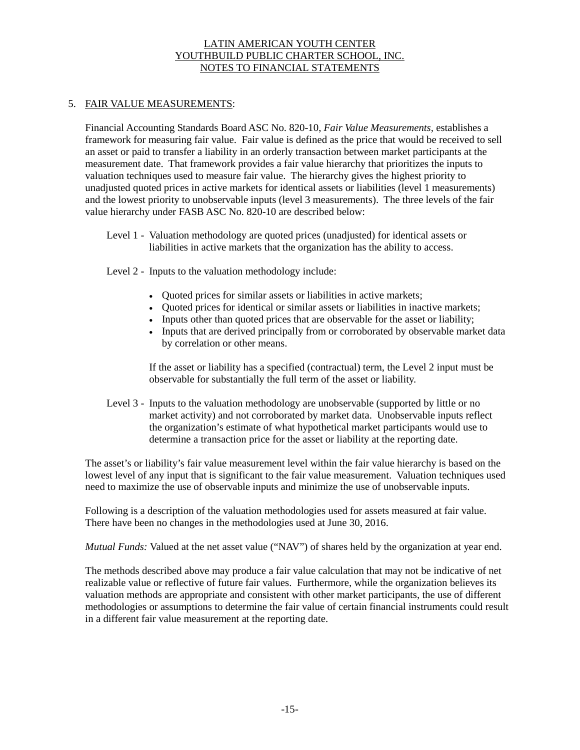# LATIN AMERICAN YOUTH CENTER
# YOUTHBUILD PUBLIC CHARTER SCHOOL, INC.
# NOTES TO FINANCIAL STATEMENTS

## 5. FAIR VALUE MEASUREMENTS:

Financial Accounting Standards Board ASC No. 820-10, *Fair Value Measurements*, establishes a framework for measuring fair value. Fair value is defined as the price that would be received to sell an asset or paid to transfer a liability in an orderly transaction between market participants at the measurement date. That framework provides a fair value hierarchy that prioritizes the inputs to valuation techniques used to measure fair value. The hierarchy gives the highest priority to unadjusted quoted prices in active markets for identical assets or liabilities (level 1 measurements) and the lowest priority to unobservable inputs (level 3 measurements). The three levels of the fair value hierarchy under FASB ASC No. 820-10 are described below:

Level 1 - Valuation methodology are quoted prices (unadjusted) for identical assets or liabilities in active markets that the organization has the ability to access.

Level 2 - Inputs to the valuation methodology include:

- Quoted prices for similar assets or liabilities in active markets;
- Quoted prices for identical or similar assets or liabilities in inactive markets;
- Inputs other than quoted prices that are observable for the asset or liability;
- Inputs that are derived principally from or corroborated by observable market data by correlation or other means.

If the asset or liability has a specified (contractual) term, the Level 2 input must be observable for substantially the full term of the asset or liability.

Level 3 - Inputs to the valuation methodology are unobservable (supported by little or no market activity) and not corroborated by market data. Unobservable inputs reflect the organization's estimate of what hypothetical market participants would use to determine a transaction price for the asset or liability at the reporting date.

The asset's or liability's fair value measurement level within the fair value hierarchy is based on the lowest level of any input that is significant to the fair value measurement. Valuation techniques used need to maximize the use of observable inputs and minimize the use of unobservable inputs.

Following is a description of the valuation methodologies used for assets measured at fair value. There have been no changes in the methodologies used at June 30, 2016.

*Mutual Funds:* Valued at the net asset value ("NAV") of shares held by the organization at year end.

The methods described above may produce a fair value calculation that may not be indicative of net realizable value or reflective of future fair values. Furthermore, while the organization believes its valuation methods are appropriate and consistent with other market participants, the use of different methodologies or assumptions to determine the fair value of certain financial instruments could result in a different fair value measurement at the reporting date.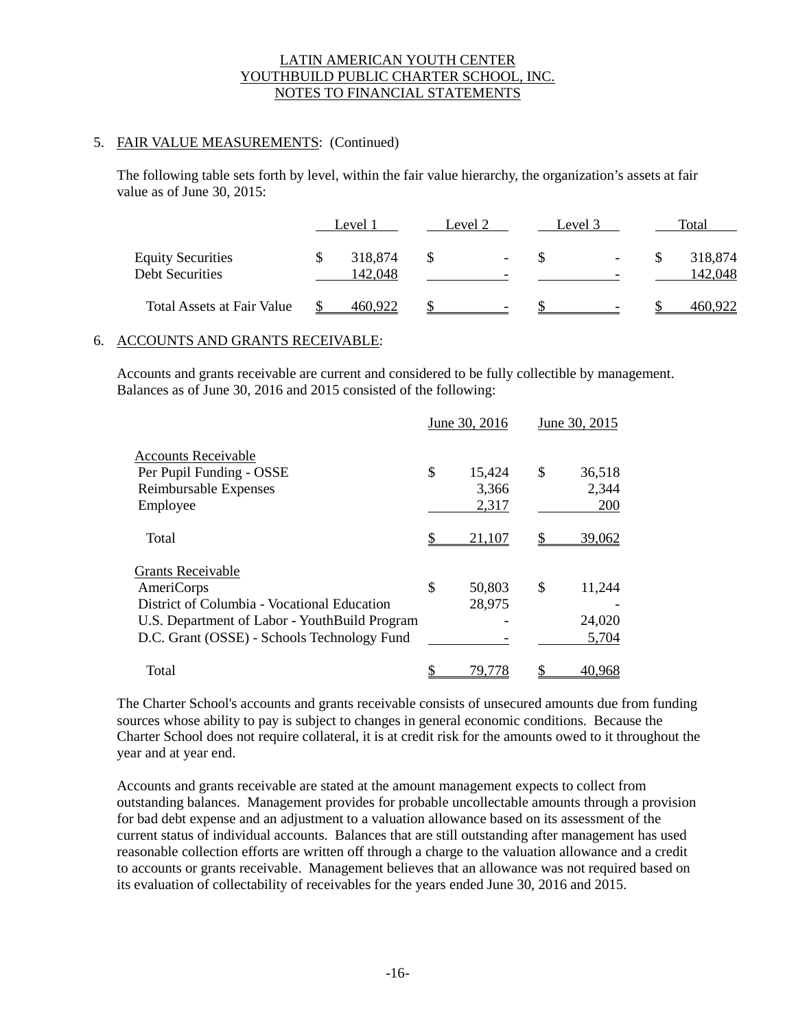## 5. FAIR VALUE MEASUREMENTS: (Continued)

The following table sets forth by level, within the fair value hierarchy, the organization's assets at fair value as of June 30, 2015:

| | Level 1 | Level 2 | Level 3 | Total |
|---|---|---|---|---|
| Equity Securities | $ 318,874 | $ - | $ - | $ 318,874 |
| Debt Securities | 142,048 | - | - | 142,048 |
| Total Assets at Fair Value | $ 460,922 | $ - | $ - | $ 460,922 |

## 6. ACCOUNTS AND GRANTS RECEIVABLE:

Accounts and grants receivable are current and considered to be fully collectible by management. Balances as of June 30, 2016 and 2015 consisted of the following:

| | June 30, 2016 | June 30, 2015 |
|---|---|---|
| Accounts Receivable | | |
| Per Pupil Funding - OSSE | $ 15,424 | $ 36,518 |
| Reimbursable Expenses | 3,366 | 2,344 |
| Employee | 2,317 | 200 |
| Total | $ 21,107 | $ 39,062 |
| Grants Receivable | | |
| AmeriCorps | $ 50,803 | $ 11,244 |
| District of Columbia - Vocational Education | 28,975 | - |
| U.S. Department of Labor - YouthBuild Program | - | 24,020 |
| D.C. Grant (OSSE) - Schools Technology Fund | - | 5,704 |
| Total | $ 79,778 | $ 40,968 |

The Charter School's accounts and grants receivable consists of unsecured amounts due from funding sources whose ability to pay is subject to changes in general economic conditions. Because the Charter School does not require collateral, it is at credit risk for the amounts owed to it throughout the year and at year end.

Accounts and grants receivable are stated at the amount management expects to collect from outstanding balances. Management provides for probable uncollectable amounts through a provision for bad debt expense and an adjustment to a valuation allowance based on its assessment of the current status of individual accounts. Balances that are still outstanding after management has used reasonable collection efforts are written off through a charge to the valuation allowance and a credit to accounts or grants receivable. Management believes that an allowance was not required based on its evaluation of collectability of receivables for the years ended June 30, 2016 and 2015.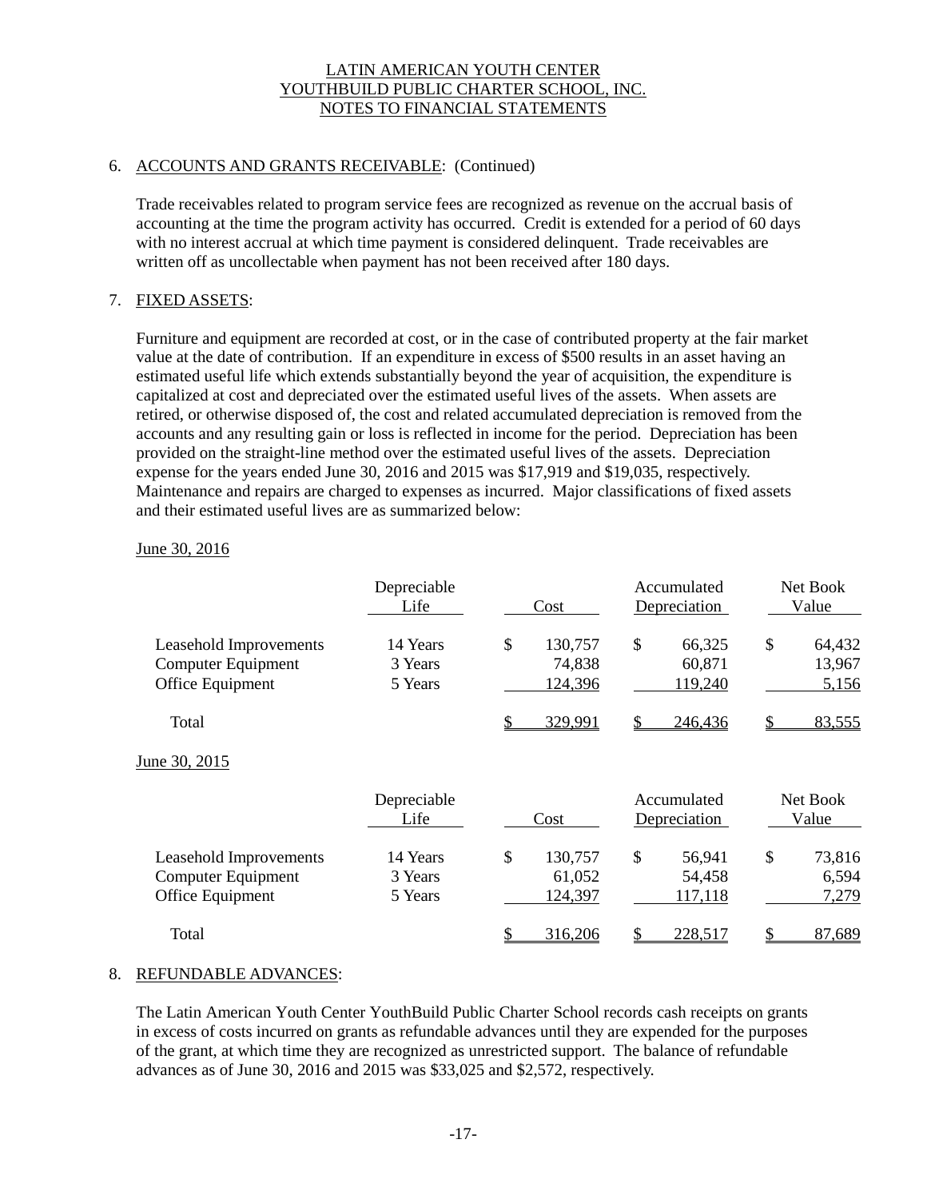## 6. ACCOUNTS AND GRANTS RECEIVABLE: (Continued)

Trade receivables related to program service fees are recognized as revenue on the accrual basis of accounting at the time the program activity has occurred. Credit is extended for a period of 60 days with no interest accrual at which time payment is considered delinquent. Trade receivables are written off as uncollectable when payment has not been received after 180 days.

## 7. FIXED ASSETS:

Furniture and equipment are recorded at cost, or in the case of contributed property at the fair market value at the date of contribution. If an expenditure in excess of $500 results in an asset having an estimated useful life which extends substantially beyond the year of acquisition, the expenditure is capitalized at cost and depreciated over the estimated useful lives of the assets. When assets are retired, or otherwise disposed of, the cost and related accumulated depreciation is removed from the accounts and any resulting gain or loss is reflected in income for the period. Depreciation has been provided on the straight-line method over the estimated useful lives of the assets. Depreciation expense for the years ended June 30, 2016 and 2015 was $17,919 and $19,035, respectively. Maintenance and repairs are charged to expenses as incurred. Major classifications of fixed assets and their estimated useful lives are as summarized below:

June 30, 2016

| | Depreciable Life | Cost | Accumulated Depreciation | Net Book Value |
|---|---|---|---|---|
| Leasehold Improvements | 14 Years | $ 130,757 | $ 66,325 | $ 64,432 |
| Computer Equipment | 3 Years | 74,838 | 60,871 | 13,967 |
| Office Equipment | 5 Years | 124,396 | 119,240 | 5,156 |
| Total | | $ 329,991 | $ 246,436 | $ 83,555 |

June 30, 2015

| | Depreciable Life | Cost | Accumulated Depreciation | Net Book Value |
|---|---|---|---|---|
| Leasehold Improvements | 14 Years | $ 130,757 | $ 56,941 | $ 73,816 |
| Computer Equipment | 3 Years | 61,052 | 54,458 | 6,594 |
| Office Equipment | 5 Years | 124,397 | 117,118 | 7,279 |
| Total | | $ 316,206 | $ 228,517 | $ 87,689 |

## 8. REFUNDABLE ADVANCES:

The Latin American Youth Center YouthBuild Public Charter School records cash receipts on grants in excess of costs incurred on grants as refundable advances until they are expended for the purposes of the grant, at which time they are recognized as unrestricted support. The balance of refundable advances as of June 30, 2016 and 2015 was $33,025 and $2,572, respectively.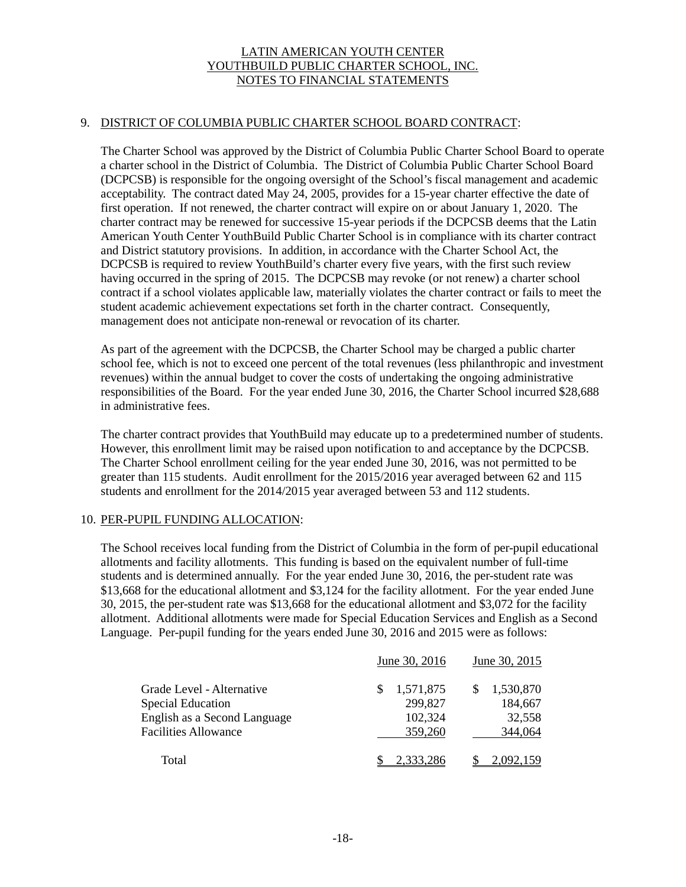## 9. DISTRICT OF COLUMBIA PUBLIC CHARTER SCHOOL BOARD CONTRACT:

The Charter School was approved by the District of Columbia Public Charter School Board to operate a charter school in the District of Columbia. The District of Columbia Public Charter School Board (DCPCSB) is responsible for the ongoing oversight of the School's fiscal management and academic acceptability. The contract dated May 24, 2005, provides for a 15-year charter effective the date of first operation. If not renewed, the charter contract will expire on or about January 1, 2020. The charter contract may be renewed for successive 15-year periods if the DCPCSB deems that the Latin American Youth Center YouthBuild Public Charter School is in compliance with its charter contract and District statutory provisions. In addition, in accordance with the Charter School Act, the DCPCSB is required to review YouthBuild's charter every five years, with the first such review having occurred in the spring of 2015. The DCPCSB may revoke (or not renew) a charter school contract if a school violates applicable law, materially violates the charter contract or fails to meet the student academic achievement expectations set forth in the charter contract. Consequently, management does not anticipate non-renewal or revocation of its charter.

As part of the agreement with the DCPCSB, the Charter School may be charged a public charter school fee, which is not to exceed one percent of the total revenues (less philanthropic and investment revenues) within the annual budget to cover the costs of undertaking the ongoing administrative responsibilities of the Board. For the year ended June 30, 2016, the Charter School incurred $28,688 in administrative fees.

The charter contract provides that YouthBuild may educate up to a predetermined number of students. However, this enrollment limit may be raised upon notification to and acceptance by the DCPCSB. The Charter School enrollment ceiling for the year ended June 30, 2016, was not permitted to be greater than 115 students. Audit enrollment for the 2015/2016 year averaged between 62 and 115 students and enrollment for the 2014/2015 year averaged between 53 and 112 students.

## 10. PER-PUPIL FUNDING ALLOCATION:

The School receives local funding from the District of Columbia in the form of per-pupil educational allotments and facility allotments. This funding is based on the equivalent number of full-time students and is determined annually. For the year ended June 30, 2016, the per-student rate was $13,668 for the educational allotment and $3,124 for the facility allotment. For the year ended June 30, 2015, the per-student rate was $13,668 for the educational allotment and $3,072 for the facility allotment. Additional allotments were made for Special Education Services and English as a Second Language. Per-pupil funding for the years ended June 30, 2016 and 2015 were as follows:

| | June 30, 2016 | June 30, 2015 |
|---|---|---|
| Grade Level - Alternative | $ 1,571,875 | $ 1,530,870 |
| Special Education | 299,827 | 184,667 |
| English as a Second Language | 102,324 | 32,558 |
| Facilities Allowance | 359,260 | 344,064 |
| Total | $ 2,333,286 | $ 2,092,159 |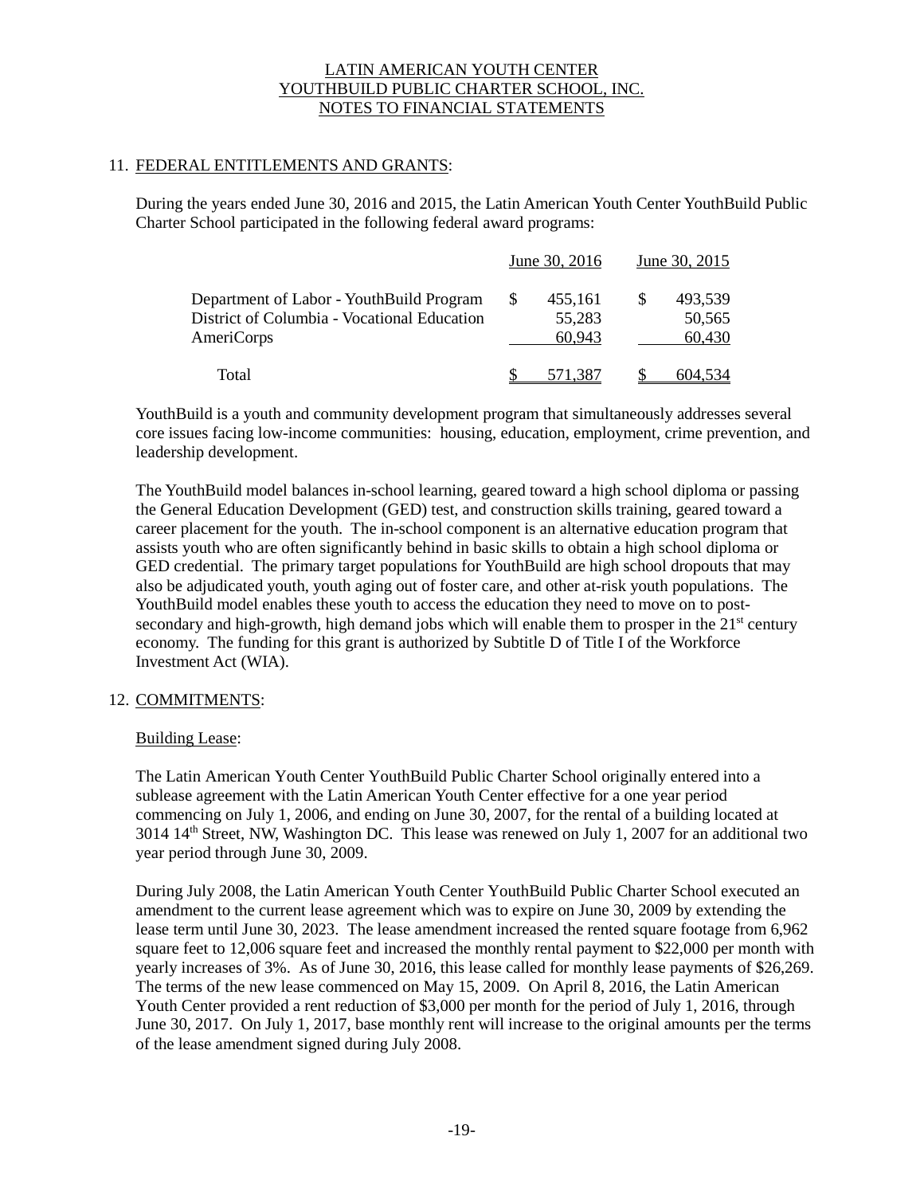## 11. FEDERAL ENTITLEMENTS AND GRANTS:

During the years ended June 30, 2016 and 2015, the Latin American Youth Center YouthBuild Public Charter School participated in the following federal award programs:

| | June 30, 2016 | June 30, 2015 |
|---|---|---|
| Department of Labor - YouthBuild Program | $ 455,161 | $ 493,539 |
| District of Columbia - Vocational Education | 55,283 | 50,565 |
| AmeriCorps | 60,943 | 60,430 |
| Total | $ 571,387 | $ 604,534 |

YouthBuild is a youth and community development program that simultaneously addresses several core issues facing low-income communities: housing, education, employment, crime prevention, and leadership development.

The YouthBuild model balances in-school learning, geared toward a high school diploma or passing the General Education Development (GED) test, and construction skills training, geared toward a career placement for the youth. The in-school component is an alternative education program that assists youth who are often significantly behind in basic skills to obtain a high school diploma or GED credential. The primary target populations for YouthBuild are high school dropouts that may also be adjudicated youth, youth aging out of foster care, and other at-risk youth populations. The YouthBuild model enables these youth to access the education they need to move on to post-secondary and high-growth, high demand jobs which will enable them to prosper in the 21st century economy. The funding for this grant is authorized by Subtitle D of Title I of the Workforce Investment Act (WIA).

## 12. COMMITMENTS:

### Building Lease:

The Latin American Youth Center YouthBuild Public Charter School originally entered into a sublease agreement with the Latin American Youth Center effective for a one year period commencing on July 1, 2006, and ending on June 30, 2007, for the rental of a building located at 3014 14th Street, NW, Washington DC. This lease was renewed on July 1, 2007 for an additional two year period through June 30, 2009.

During July 2008, the Latin American Youth Center YouthBuild Public Charter School executed an amendment to the current lease agreement which was to expire on June 30, 2009 by extending the lease term until June 30, 2023. The lease amendment increased the rented square footage from 6,962 square feet to 12,006 square feet and increased the monthly rental payment to $22,000 per month with yearly increases of 3%. As of June 30, 2016, this lease called for monthly lease payments of $26,269. The terms of the new lease commenced on May 15, 2009. On April 8, 2016, the Latin American Youth Center provided a rent reduction of $3,000 per month for the period of July 1, 2016, through June 30, 2017. On July 1, 2017, base monthly rent will increase to the original amounts per the terms of the lease amendment signed during July 2008.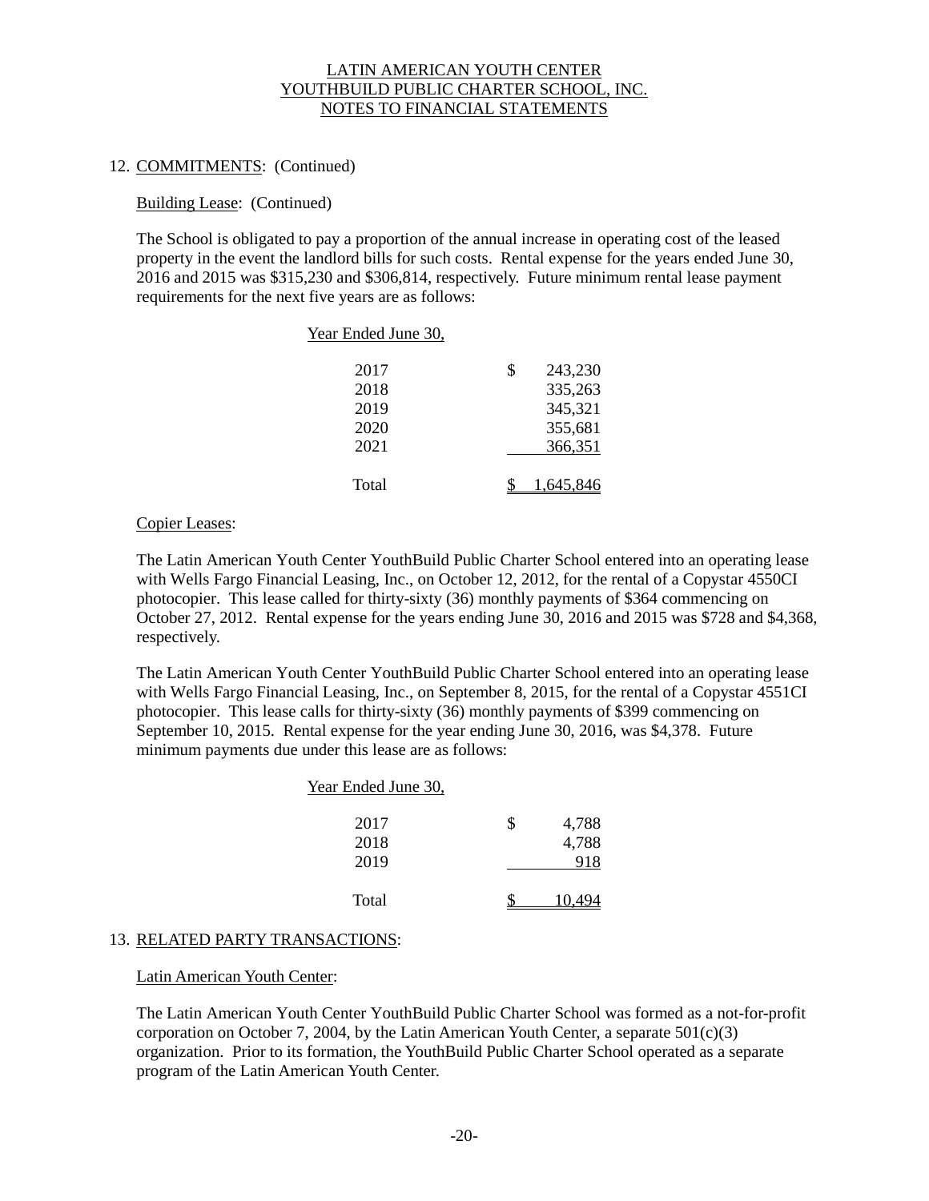LATIN AMERICAN YOUTH CENTER
YOUTHBUILD PUBLIC CHARTER SCHOOL, INC.
NOTES TO FINANCIAL STATEMENTS

## 12. COMMITMENTS: (Continued)

Building Lease: (Continued)

The School is obligated to pay a proportion of the annual increase in operating cost of the leased property in the event the landlord bills for such costs. Rental expense for the years ended June 30, 2016 and 2015 was $315,230 and $306,814, respectively. Future minimum rental lease payment requirements for the next five years are as follows:

| Year Ended June 30, | |
|---|---|
| 2017 | $ 243,230 |
| 2018 | 335,263 |
| 2019 | 345,321 |
| 2020 | 355,681 |
| 2021 | 366,351 |
| Total | $ 1,645,846 |

Copier Leases:

The Latin American Youth Center YouthBuild Public Charter School entered into an operating lease with Wells Fargo Financial Leasing, Inc., on October 12, 2012, for the rental of a Copystar 4550CI photocopier. This lease called for thirty-sixty (36) monthly payments of $364 commencing on October 27, 2012. Rental expense for the years ending June 30, 2016 and 2015 was $728 and $4,368, respectively.

The Latin American Youth Center YouthBuild Public Charter School entered into an operating lease with Wells Fargo Financial Leasing, Inc., on September 8, 2015, for the rental of a Copystar 4551CI photocopier. This lease calls for thirty-sixty (36) monthly payments of $399 commencing on September 10, 2015. Rental expense for the year ending June 30, 2016, was $4,378. Future minimum payments due under this lease are as follows:

| Year Ended June 30, | |
|---|---|
| 2017 | $ 4,788 |
| 2018 | 4,788 |
| 2019 | 918 |
| Total | $ 10,494 |

## 13. RELATED PARTY TRANSACTIONS:

Latin American Youth Center:

The Latin American Youth Center YouthBuild Public Charter School was formed as a not-for-profit corporation on October 7, 2004, by the Latin American Youth Center, a separate 501(c)(3) organization. Prior to its formation, the YouthBuild Public Charter School operated as a separate program of the Latin American Youth Center.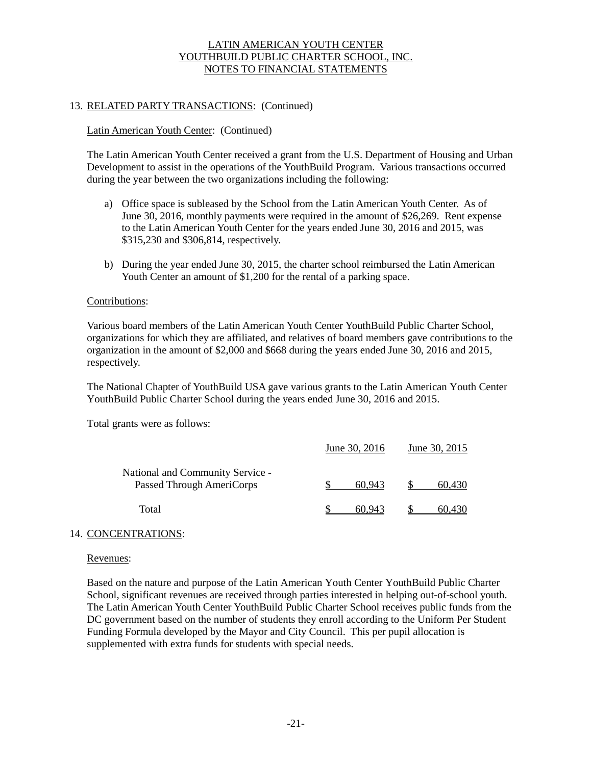## 13. RELATED PARTY TRANSACTIONS: (Continued)

Latin American Youth Center: (Continued)

The Latin American Youth Center received a grant from the U.S. Department of Housing and Urban Development to assist in the operations of the YouthBuild Program. Various transactions occurred during the year between the two organizations including the following:

a) Office space is subleased by the School from the Latin American Youth Center. As of June 30, 2016, monthly payments were required in the amount of $26,269. Rent expense to the Latin American Youth Center for the years ended June 30, 2016 and 2015, was $315,230 and $306,814, respectively.

b) During the year ended June 30, 2015, the charter school reimbursed the Latin American Youth Center an amount of $1,200 for the rental of a parking space.

Contributions:

Various board members of the Latin American Youth Center YouthBuild Public Charter School, organizations for which they are affiliated, and relatives of board members gave contributions to the organization in the amount of $2,000 and $668 during the years ended June 30, 2016 and 2015, respectively.

The National Chapter of YouthBuild USA gave various grants to the Latin American Youth Center YouthBuild Public Charter School during the years ended June 30, 2016 and 2015.

Total grants were as follows:

| | June 30, 2016 | June 30, 2015 |
|---|---|---|
| National and Community Service - Passed Through AmeriCorps | $ 60,943 | $ 60,430 |
| Total | $ 60,943 | $ 60,430 |

## 14. CONCENTRATIONS:

Revenues:

Based on the nature and purpose of the Latin American Youth Center YouthBuild Public Charter School, significant revenues are received through parties interested in helping out-of-school youth. The Latin American Youth Center YouthBuild Public Charter School receives public funds from the DC government based on the number of students they enroll according to the Uniform Per Student Funding Formula developed by the Mayor and City Council. This per pupil allocation is supplemented with extra funds for students with special needs.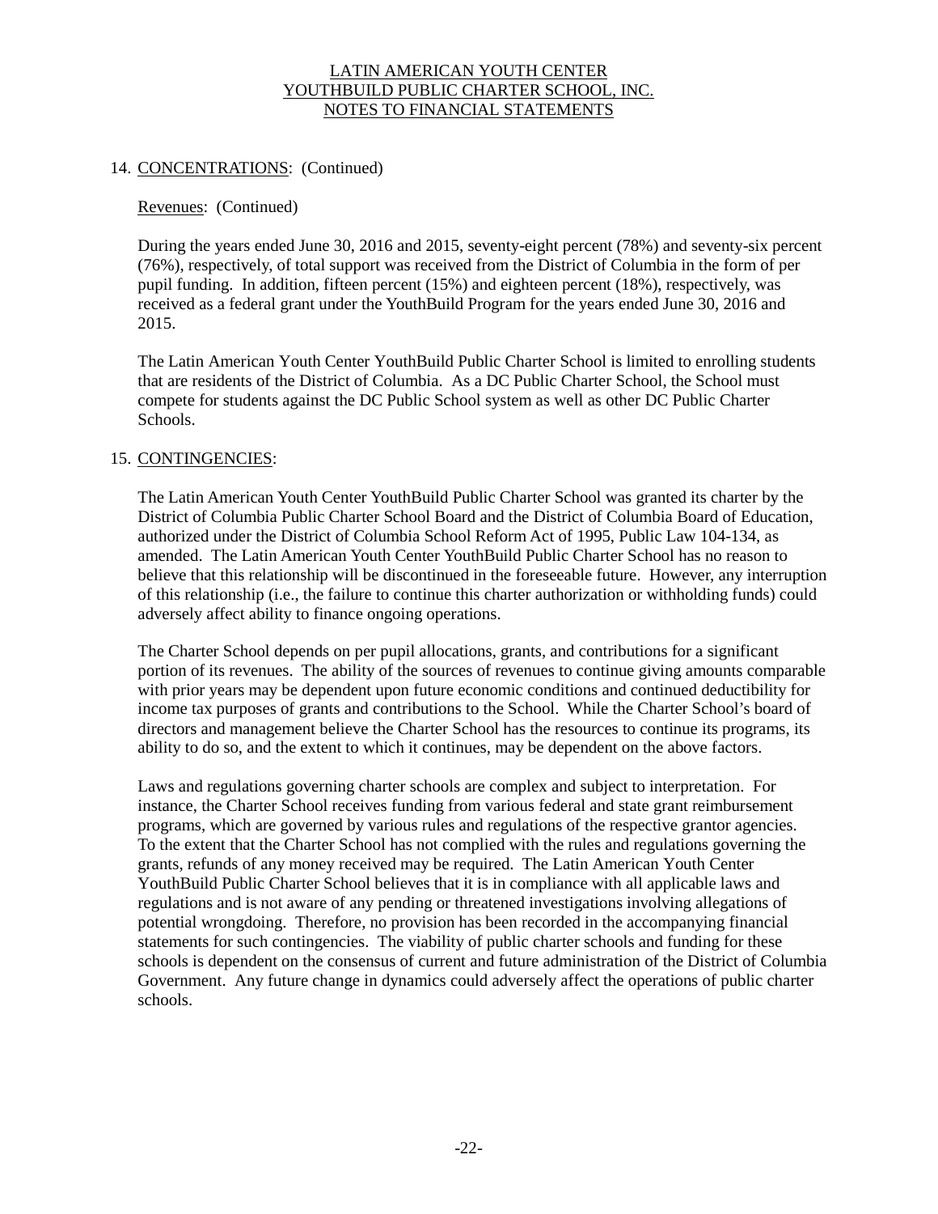## 14. CONCENTRATIONS: (Continued)

### Revenues: (Continued)

During the years ended June 30, 2016 and 2015, seventy-eight percent (78%) and seventy-six percent (76%), respectively, of total support was received from the District of Columbia in the form of per pupil funding. In addition, fifteen percent (15%) and eighteen percent (18%), respectively, was received as a federal grant under the YouthBuild Program for the years ended June 30, 2016 and 2015.

The Latin American Youth Center YouthBuild Public Charter School is limited to enrolling students that are residents of the District of Columbia. As a DC Public Charter School, the School must compete for students against the DC Public School system as well as other DC Public Charter Schools.

## 15. CONTINGENCIES:

The Latin American Youth Center YouthBuild Public Charter School was granted its charter by the District of Columbia Public Charter School Board and the District of Columbia Board of Education, authorized under the District of Columbia School Reform Act of 1995, Public Law 104-134, as amended. The Latin American Youth Center YouthBuild Public Charter School has no reason to believe that this relationship will be discontinued in the foreseeable future. However, any interruption of this relationship (i.e., the failure to continue this charter authorization or withholding funds) could adversely affect ability to finance ongoing operations.

The Charter School depends on per pupil allocations, grants, and contributions for a significant portion of its revenues. The ability of the sources of revenues to continue giving amounts comparable with prior years may be dependent upon future economic conditions and continued deductibility for income tax purposes of grants and contributions to the School. While the Charter School's board of directors and management believe the Charter School has the resources to continue its programs, its ability to do so, and the extent to which it continues, may be dependent on the above factors.

Laws and regulations governing charter schools are complex and subject to interpretation. For instance, the Charter School receives funding from various federal and state grant reimbursement programs, which are governed by various rules and regulations of the respective grantor agencies. To the extent that the Charter School has not complied with the rules and regulations governing the grants, refunds of any money received may be required. The Latin American Youth Center YouthBuild Public Charter School believes that it is in compliance with all applicable laws and regulations and is not aware of any pending or threatened investigations involving allegations of potential wrongdoing. Therefore, no provision has been recorded in the accompanying financial statements for such contingencies. The viability of public charter schools and funding for these schools is dependent on the consensus of current and future administration of the District of Columbia Government. Any future change in dynamics could adversely affect the operations of public charter schools.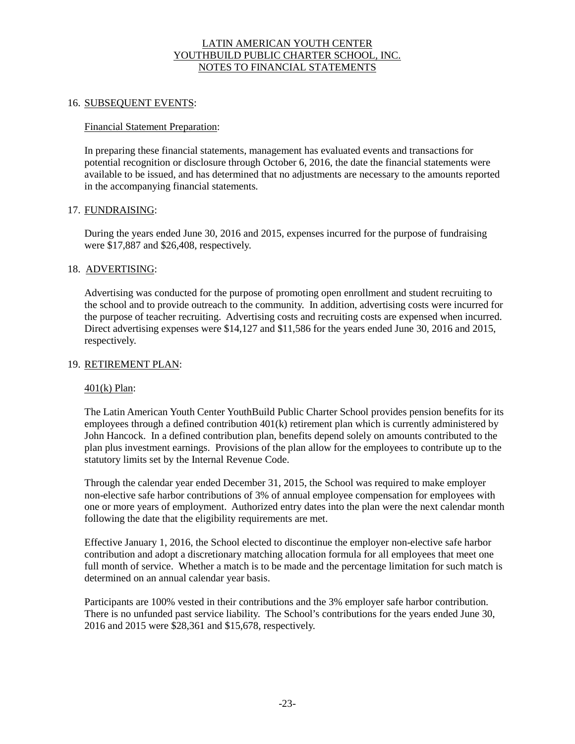LATIN AMERICAN YOUTH CENTER
YOUTHBUILD PUBLIC CHARTER SCHOOL, INC.
NOTES TO FINANCIAL STATEMENTS

## 16. SUBSEQUENT EVENTS:

Financial Statement Preparation:

In preparing these financial statements, management has evaluated events and transactions for potential recognition or disclosure through October 6, 2016, the date the financial statements were available to be issued, and has determined that no adjustments are necessary to the amounts reported in the accompanying financial statements.

## 17. FUNDRAISING:

During the years ended June 30, 2016 and 2015, expenses incurred for the purpose of fundraising were $17,887 and $26,408, respectively.

## 18. ADVERTISING:

Advertising was conducted for the purpose of promoting open enrollment and student recruiting to the school and to provide outreach to the community. In addition, advertising costs were incurred for the purpose of teacher recruiting. Advertising costs and recruiting costs are expensed when incurred. Direct advertising expenses were $14,127 and $11,586 for the years ended June 30, 2016 and 2015, respectively.

## 19. RETIREMENT PLAN:

401(k) Plan:

The Latin American Youth Center YouthBuild Public Charter School provides pension benefits for its employees through a defined contribution 401(k) retirement plan which is currently administered by John Hancock. In a defined contribution plan, benefits depend solely on amounts contributed to the plan plus investment earnings. Provisions of the plan allow for the employees to contribute up to the statutory limits set by the Internal Revenue Code.

Through the calendar year ended December 31, 2015, the School was required to make employer non-elective safe harbor contributions of 3% of annual employee compensation for employees with one or more years of employment. Authorized entry dates into the plan were the next calendar month following the date that the eligibility requirements are met.

Effective January 1, 2016, the School elected to discontinue the employer non-elective safe harbor contribution and adopt a discretionary matching allocation formula for all employees that meet one full month of service. Whether a match is to be made and the percentage limitation for such match is determined on an annual calendar year basis.

Participants are 100% vested in their contributions and the 3% employer safe harbor contribution. There is no unfunded past service liability. The School's contributions for the years ended June 30, 2016 and 2015 were $28,361 and $15,678, respectively.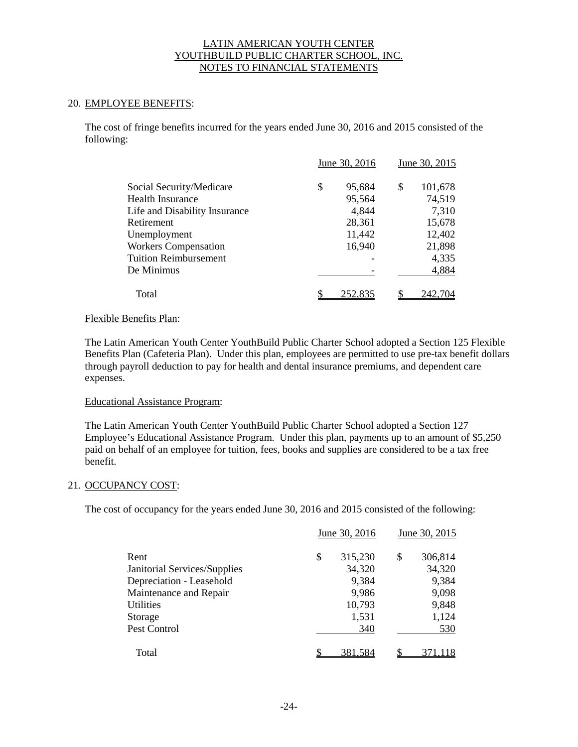# LATIN AMERICAN YOUTH CENTER
# YOUTHBUILD PUBLIC CHARTER SCHOOL, INC.
# NOTES TO FINANCIAL STATEMENTS

## 20. EMPLOYEE BENEFITS:

The cost of fringe benefits incurred for the years ended June 30, 2016 and 2015 consisted of the following:

| | June 30, 2016 | June 30, 2015 |
|---|---|---|
| Social Security/Medicare | $ 95,684 | $ 101,678 |
| Health Insurance | 95,564 | 74,519 |
| Life and Disability Insurance | 4,844 | 7,310 |
| Retirement | 28,361 | 15,678 |
| Unemployment | 11,442 | 12,402 |
| Workers Compensation | 16,940 | 21,898 |
| Tuition Reimbursement | - | 4,335 |
| De Minimus | - | 4,884 |
| Total | $ 252,835 | $ 242,704 |

### Flexible Benefits Plan:

The Latin American Youth Center YouthBuild Public Charter School adopted a Section 125 Flexible Benefits Plan (Cafeteria Plan). Under this plan, employees are permitted to use pre-tax benefit dollars through payroll deduction to pay for health and dental insurance premiums, and dependent care expenses.

### Educational Assistance Program:

The Latin American Youth Center YouthBuild Public Charter School adopted a Section 127 Employee's Educational Assistance Program. Under this plan, payments up to an amount of $5,250 paid on behalf of an employee for tuition, fees, books and supplies are considered to be a tax free benefit.

## 21. OCCUPANCY COST:

The cost of occupancy for the years ended June 30, 2016 and 2015 consisted of the following:

| | June 30, 2016 | June 30, 2015 |
|---|---|---|
| Rent | $ 315,230 | $ 306,814 |
| Janitorial Services/Supplies | 34,320 | 34,320 |
| Depreciation - Leasehold | 9,384 | 9,384 |
| Maintenance and Repair | 9,986 | 9,098 |
| Utilities | 10,793 | 9,848 |
| Storage | 1,531 | 1,124 |
| Pest Control | 340 | 530 |
| Total | $ 381,584 | $ 371,118 |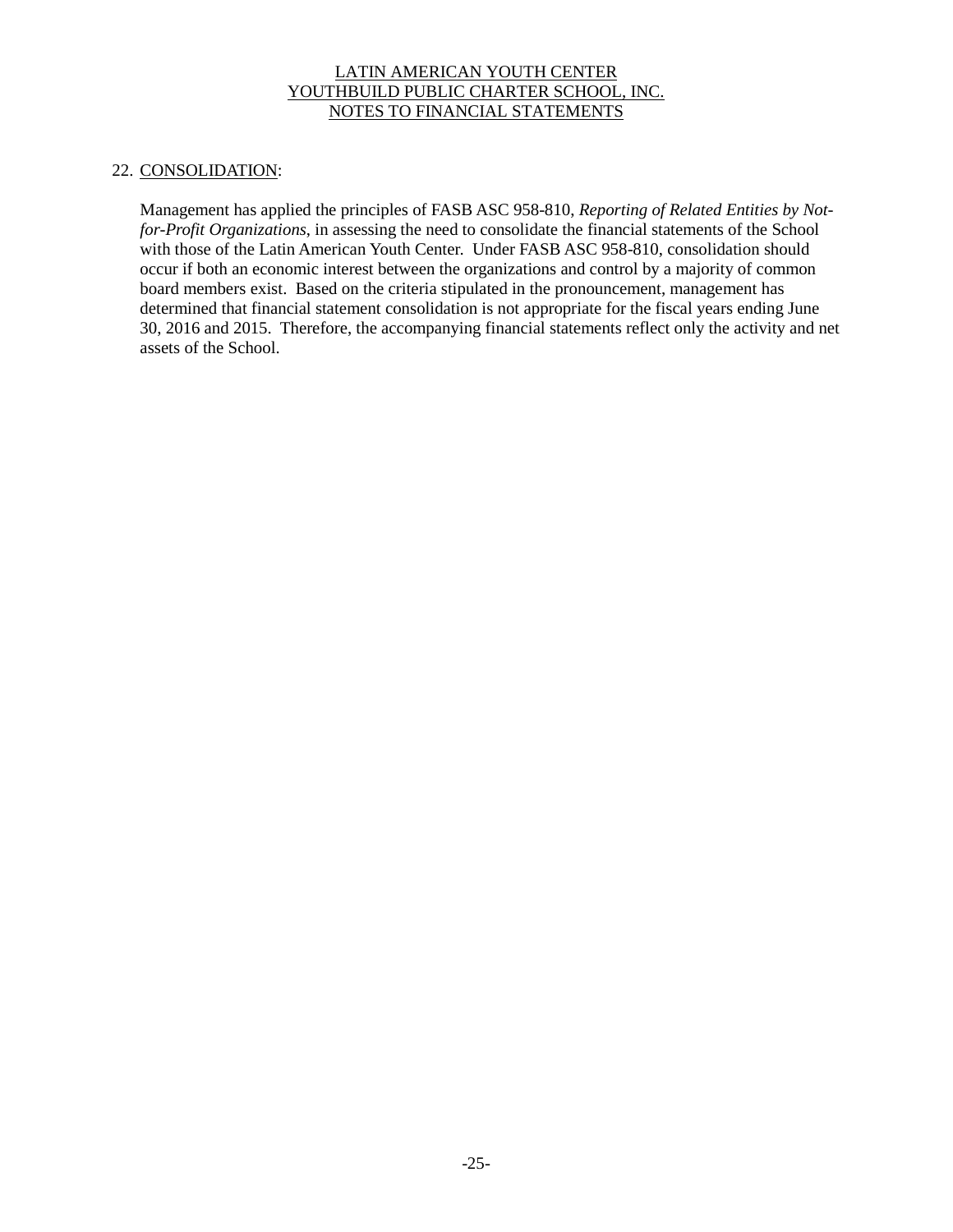## 22. CONSOLIDATION:

Management has applied the principles of FASB ASC 958-810, *Reporting of Related Entities by Not-for-Profit Organizations*, in assessing the need to consolidate the financial statements of the School with those of the Latin American Youth Center. Under FASB ASC 958-810, consolidation should occur if both an economic interest between the organizations and control by a majority of common board members exist. Based on the criteria stipulated in the pronouncement, management has determined that financial statement consolidation is not appropriate for the fiscal years ending June 30, 2016 and 2015. Therefore, the accompanying financial statements reflect only the activity and net assets of the School.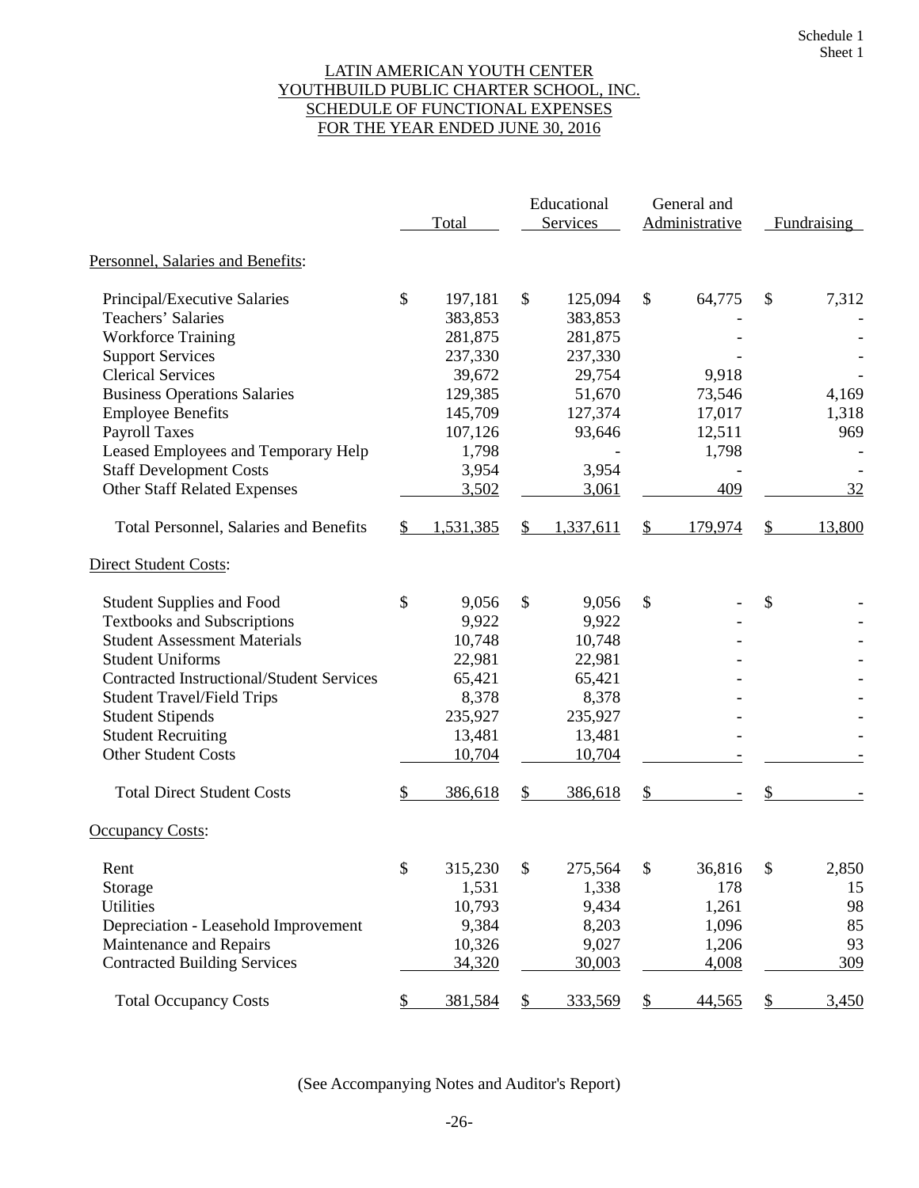Schedule 1
Sheet 1

# LATIN AMERICAN YOUTH CENTER
# YOUTHBUILD PUBLIC CHARTER SCHOOL, INC.
## SCHEDULE OF FUNCTIONAL EXPENSES
## FOR THE YEAR ENDED JUNE 30, 2016

| | Total | Educational Services | General and Administrative | Fundraising |
|---|---|---|---|---|
| **Personnel, Salaries and Benefits:** | | | | |
| Principal/Executive Salaries | $ 197,181 | $ 125,094 | $ 64,775 | $ 7,312 |
| Teachers' Salaries | 383,853 | 383,853 | - | - |
| Workforce Training | 281,875 | 281,875 | - | - |
| Support Services | 237,330 | 237,330 | - | - |
| Clerical Services | 39,672 | 29,754 | 9,918 | - |
| Business Operations Salaries | 129,385 | 51,670 | 73,546 | 4,169 |
| Employee Benefits | 145,709 | 127,374 | 17,017 | 1,318 |
| Payroll Taxes | 107,126 | 93,646 | 12,511 | 969 |
| Leased Employees and Temporary Help | 1,798 | - | 1,798 | - |
| Staff Development Costs | 3,954 | 3,954 | - | - |
| Other Staff Related Expenses | 3,502 | 3,061 | 409 | 32 |
| Total Personnel, Salaries and Benefits | $ 1,531,385 | $ 1,337,611 | $ 179,974 | $ 13,800 |
| **Direct Student Costs:** | | | | |
| Student Supplies and Food | $ 9,056 | $ 9,056 | $ - | $ - |
| Textbooks and Subscriptions | 9,922 | 9,922 | - | - |
| Student Assessment Materials | 10,748 | 10,748 | - | - |
| Student Uniforms | 22,981 | 22,981 | - | - |
| Contracted Instructional/Student Services | 65,421 | 65,421 | - | - |
| Student Travel/Field Trips | 8,378 | 8,378 | - | - |
| Student Stipends | 235,927 | 235,927 | - | - |
| Student Recruiting | 13,481 | 13,481 | - | - |
| Other Student Costs | 10,704 | 10,704 | - | - |
| Total Direct Student Costs | $ 386,618 | $ 386,618 | $ - | $ - |
| **Occupancy Costs:** | | | | |
| Rent | $ 315,230 | $ 275,564 | $ 36,816 | $ 2,850 |
| Storage | 1,531 | 1,338 | 178 | 15 |
| Utilities | 10,793 | 9,434 | 1,261 | 98 |
| Depreciation - Leasehold Improvement | 9,384 | 8,203 | 1,096 | 85 |
| Maintenance and Repairs | 10,326 | 9,027 | 1,206 | 93 |
| Contracted Building Services | 34,320 | 30,003 | 4,008 | 309 |
| Total Occupancy Costs | $ 381,584 | $ 333,569 | $ 44,565 | $ 3,450 |

(See Accompanying Notes and Auditor's Report)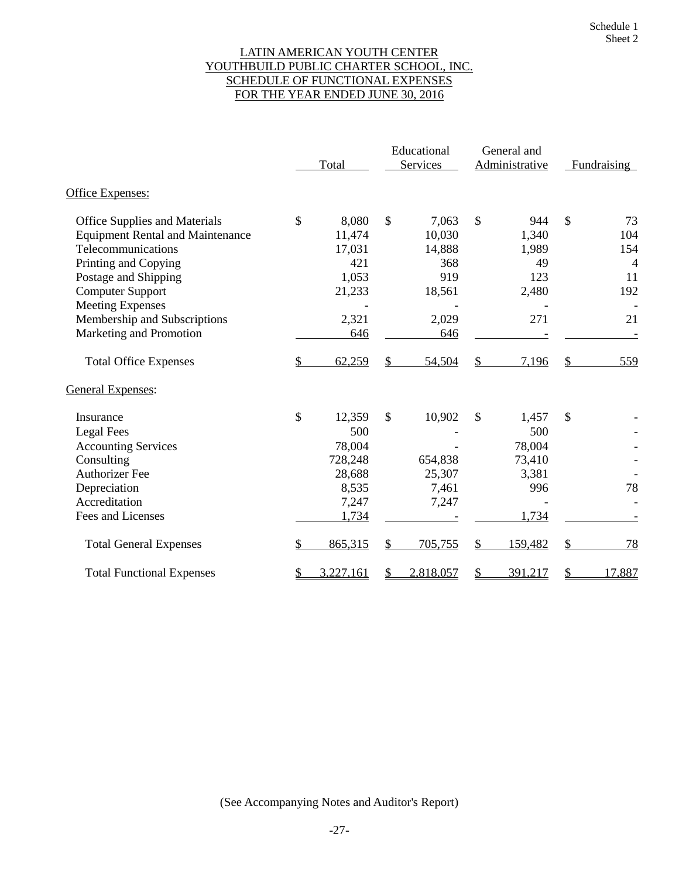Schedule 1
Sheet 2

# LATIN AMERICAN YOUTH CENTER
# YOUTHBUILD PUBLIC CHARTER SCHOOL, INC.
## SCHEDULE OF FUNCTIONAL EXPENSES
## FOR THE YEAR ENDED JUNE 30, 2016

| | Total | Educational Services | General and Administrative | Fundraising |
|---|---|---|---|---|
| **Office Expenses:** | | | | |
| Office Supplies and Materials | $ 8,080 | $ 7,063 | $ 944 | $ 73 |
| Equipment Rental and Maintenance | 11,474 | 10,030 | 1,340 | 104 |
| Telecommunications | 17,031 | 14,888 | 1,989 | 154 |
| Printing and Copying | 421 | 368 | 49 | 4 |
| Postage and Shipping | 1,053 | 919 | 123 | 11 |
| Computer Support | 21,233 | 18,561 | 2,480 | 192 |
| Meeting Expenses | - | - | - | - |
| Membership and Subscriptions | 2,321 | 2,029 | 271 | 21 |
| Marketing and Promotion | 646 | 646 | - | - |
| Total Office Expenses | $ 62,259 | $ 54,504 | $ 7,196 | $ 559 |
| **General Expenses:** | | | | |
| Insurance | $ 12,359 | $ 10,902 | $ 1,457 | $ - |
| Legal Fees | 500 | - | 500 | - |
| Accounting Services | 78,004 | - | 78,004 | - |
| Consulting | 728,248 | 654,838 | 73,410 | - |
| Authorizer Fee | 28,688 | 25,307 | 3,381 | - |
| Depreciation | 8,535 | 7,461 | 996 | 78 |
| Accreditation | 7,247 | 7,247 | - | - |
| Fees and Licenses | 1,734 | - | 1,734 | - |
| Total General Expenses | $ 865,315 | $ 705,755 | $ 159,482 | $ 78 |
| Total Functional Expenses | $ 3,227,161 | $ 2,818,057 | $ 391,217 | $ 17,887 |

(See Accompanying Notes and Auditor's Report)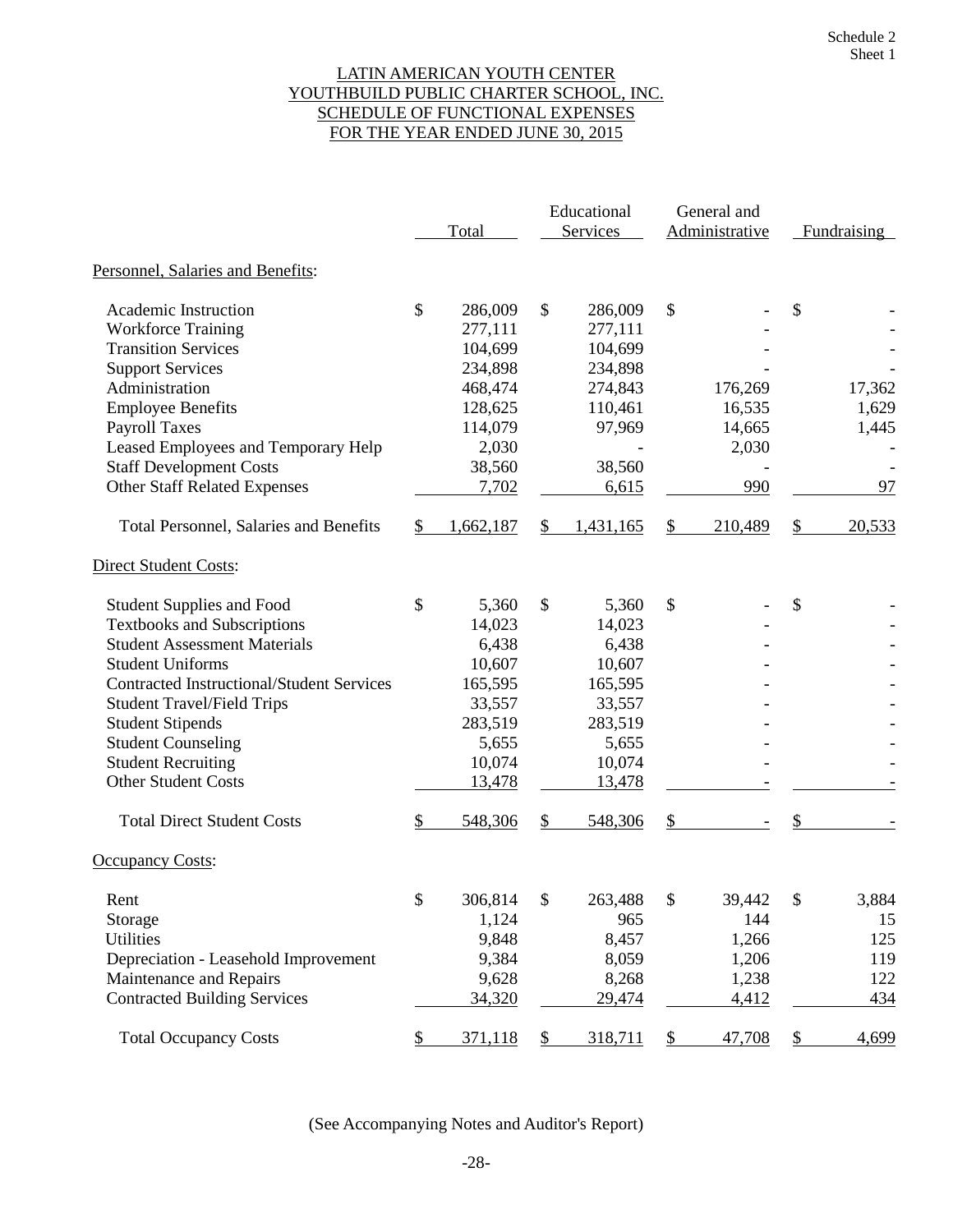Schedule 2
Sheet 1

# LATIN AMERICAN YOUTH CENTER
# YOUTHBUILD PUBLIC CHARTER SCHOOL, INC.
## SCHEDULE OF FUNCTIONAL EXPENSES
## FOR THE YEAR ENDED JUNE 30, 2015

| | Total | Educational Services | General and Administrative | Fundraising |
|---|---|---|---|---|
| **Personnel, Salaries and Benefits:** | | | | |
| Academic Instruction | $ 286,009 | $ 286,009 | $ - | $ - |
| Workforce Training | 277,111 | 277,111 | - | - |
| Transition Services | 104,699 | 104,699 | - | - |
| Support Services | 234,898 | 234,898 | - | - |
| Administration | 468,474 | 274,843 | 176,269 | 17,362 |
| Employee Benefits | 128,625 | 110,461 | 16,535 | 1,629 |
| Payroll Taxes | 114,079 | 97,969 | 14,665 | 1,445 |
| Leased Employees and Temporary Help | 2,030 | - | 2,030 | - |
| Staff Development Costs | 38,560 | 38,560 | - | - |
| Other Staff Related Expenses | 7,702 | 6,615 | 990 | 97 |
| Total Personnel, Salaries and Benefits | $ 1,662,187 | $ 1,431,165 | $ 210,489 | $ 20,533 |
| **Direct Student Costs:** | | | | |
| Student Supplies and Food | $ 5,360 | $ 5,360 | $ - | $ - |
| Textbooks and Subscriptions | 14,023 | 14,023 | - | - |
| Student Assessment Materials | 6,438 | 6,438 | - | - |
| Student Uniforms | 10,607 | 10,607 | - | - |
| Contracted Instructional/Student Services | 165,595 | 165,595 | - | - |
| Student Travel/Field Trips | 33,557 | 33,557 | - | - |
| Student Stipends | 283,519 | 283,519 | - | - |
| Student Counseling | 5,655 | 5,655 | - | - |
| Student Recruiting | 10,074 | 10,074 | - | - |
| Other Student Costs | 13,478 | 13,478 | - | - |
| Total Direct Student Costs | $ 548,306 | $ 548,306 | $ - | $ - |
| **Occupancy Costs:** | | | | |
| Rent | $ 306,814 | $ 263,488 | $ 39,442 | $ 3,884 |
| Storage | 1,124 | 965 | 144 | 15 |
| Utilities | 9,848 | 8,457 | 1,266 | 125 |
| Depreciation - Leasehold Improvement | 9,384 | 8,059 | 1,206 | 119 |
| Maintenance and Repairs | 9,628 | 8,268 | 1,238 | 122 |
| Contracted Building Services | 34,320 | 29,474 | 4,412 | 434 |
| Total Occupancy Costs | $ 371,118 | $ 318,711 | $ 47,708 | $ 4,699 |

(See Accompanying Notes and Auditor's Report)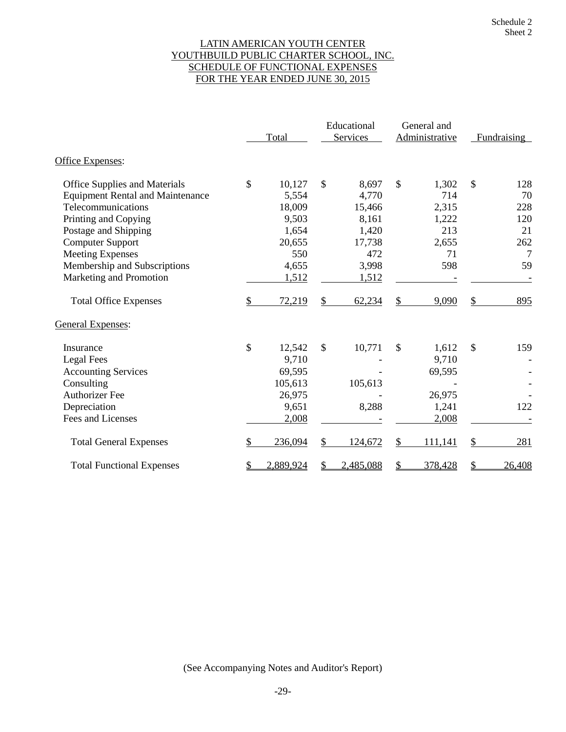Schedule 2
Sheet 2

# LATIN AMERICAN YOUTH CENTER
# YOUTHBUILD PUBLIC CHARTER SCHOOL, INC.
## SCHEDULE OF FUNCTIONAL EXPENSES
## FOR THE YEAR ENDED JUNE 30, 2015

| | Total | Educational Services | General and Administrative | Fundraising |
|---|---|---|---|---|
| **Office Expenses:** | | | | |
| Office Supplies and Materials | $ 10,127 | $ 8,697 | $ 1,302 | $ 128 |
| Equipment Rental and Maintenance | 5,554 | 4,770 | 714 | 70 |
| Telecommunications | 18,009 | 15,466 | 2,315 | 228 |
| Printing and Copying | 9,503 | 8,161 | 1,222 | 120 |
| Postage and Shipping | 1,654 | 1,420 | 213 | 21 |
| Computer Support | 20,655 | 17,738 | 2,655 | 262 |
| Meeting Expenses | 550 | 472 | 71 | 7 |
| Membership and Subscriptions | 4,655 | 3,998 | 598 | 59 |
| Marketing and Promotion | 1,512 | 1,512 | - | - |
| Total Office Expenses | $ 72,219 | $ 62,234 | $ 9,090 | $ 895 |
| **General Expenses:** | | | | |
| Insurance | $ 12,542 | $ 10,771 | $ 1,612 | $ 159 |
| Legal Fees | 9,710 | - | 9,710 | - |
| Accounting Services | 69,595 | - | 69,595 | - |
| Consulting | 105,613 | 105,613 | - | - |
| Authorizer Fee | 26,975 | - | 26,975 | - |
| Depreciation | 9,651 | 8,288 | 1,241 | 122 |
| Fees and Licenses | 2,008 | - | 2,008 | - |
| Total General Expenses | $ 236,094 | $ 124,672 | $ 111,141 | $ 281 |
| Total Functional Expenses | $ 2,889,924 | $ 2,485,088 | $ 378,428 | $ 26,408 |

(See Accompanying Notes and Auditor's Report)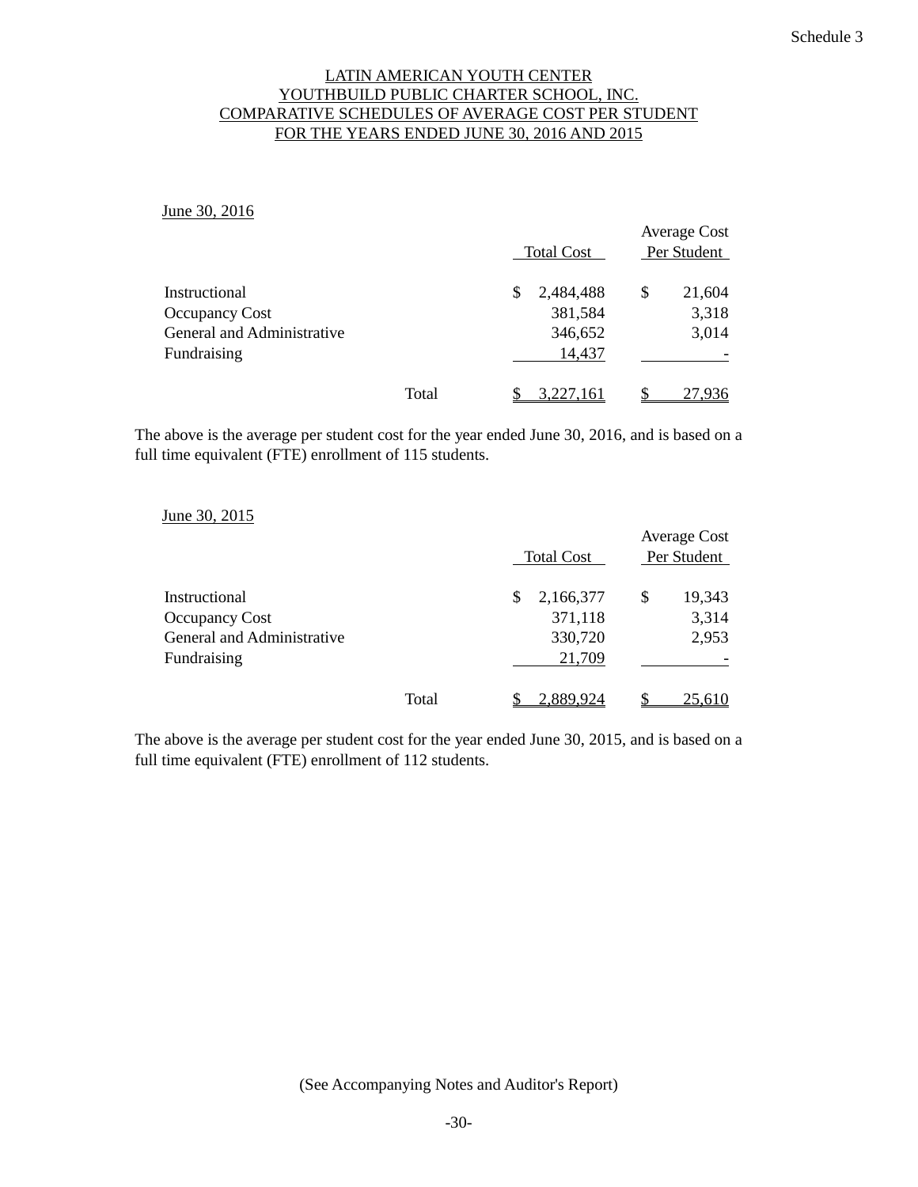Schedule 3

# LATIN AMERICAN YOUTH CENTER
# YOUTHBUILD PUBLIC CHARTER SCHOOL, INC.
# COMPARATIVE SCHEDULES OF AVERAGE COST PER STUDENT
# FOR THE YEARS ENDED JUNE 30, 2016 AND 2015

June 30, 2016

| | | Total Cost | Average Cost Per Student |
|---|---|---|---|
| Instructional | | $ 2,484,488 | $ 21,604 |
| Occupancy Cost | | 381,584 | 3,318 |
| General and Administrative | | 346,652 | 3,014 |
| Fundraising | | 14,437 | - |
| | Total | $ 3,227,161 | $ 27,936 |

The above is the average per student cost for the year ended June 30, 2016, and is based on a full time equivalent (FTE) enrollment of 115 students.

June 30, 2015

| | | Total Cost | Average Cost Per Student |
|---|---|---|---|
| Instructional | | $ 2,166,377 | $ 19,343 |
| Occupancy Cost | | 371,118 | 3,314 |
| General and Administrative | | 330,720 | 2,953 |
| Fundraising | | 21,709 | - |
| | Total | $ 2,889,924 | $ 25,610 |

The above is the average per student cost for the year ended June 30, 2015, and is based on a full time equivalent (FTE) enrollment of 112 students.

(See Accompanying Notes and Auditor's Report)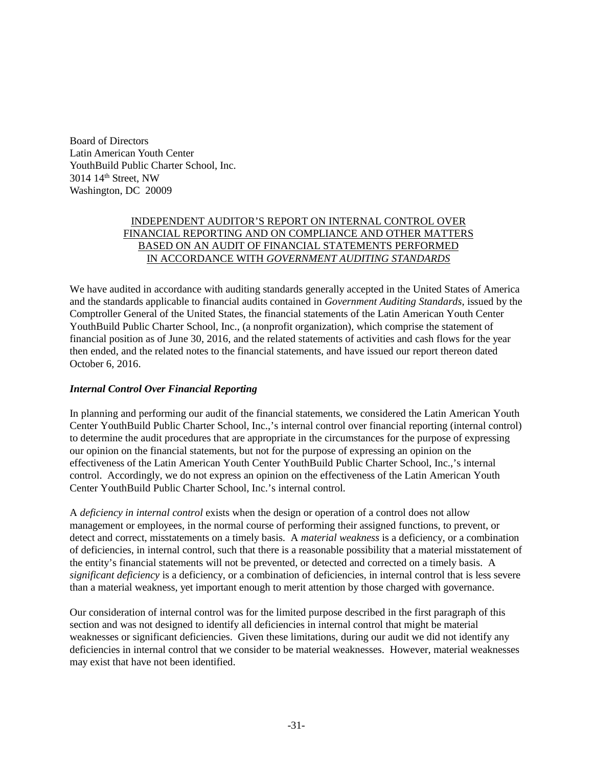Board of Directors
Latin American Youth Center
YouthBuild Public Charter School, Inc.
3014 14th Street, NW
Washington, DC 20009

INDEPENDENT AUDITOR'S REPORT ON INTERNAL CONTROL OVER FINANCIAL REPORTING AND ON COMPLIANCE AND OTHER MATTERS BASED ON AN AUDIT OF FINANCIAL STATEMENTS PERFORMED IN ACCORDANCE WITH *GOVERNMENT AUDITING STANDARDS*

We have audited in accordance with auditing standards generally accepted in the United States of America and the standards applicable to financial audits contained in *Government Auditing Standards*, issued by the Comptroller General of the United States, the financial statements of the Latin American Youth Center YouthBuild Public Charter School, Inc., (a nonprofit organization), which comprise the statement of financial position as of June 30, 2016, and the related statements of activities and cash flows for the year then ended, and the related notes to the financial statements, and have issued our report thereon dated October 6, 2016.

***Internal Control Over Financial Reporting***

In planning and performing our audit of the financial statements, we considered the Latin American Youth Center YouthBuild Public Charter School, Inc.,'s internal control over financial reporting (internal control) to determine the audit procedures that are appropriate in the circumstances for the purpose of expressing our opinion on the financial statements, but not for the purpose of expressing an opinion on the effectiveness of the Latin American Youth Center YouthBuild Public Charter School, Inc.,'s internal control. Accordingly, we do not express an opinion on the effectiveness of the Latin American Youth Center YouthBuild Public Charter School, Inc.'s internal control.

A *deficiency in internal control* exists when the design or operation of a control does not allow management or employees, in the normal course of performing their assigned functions, to prevent, or detect and correct, misstatements on a timely basis. A *material weakness* is a deficiency, or a combination of deficiencies, in internal control, such that there is a reasonable possibility that a material misstatement of the entity's financial statements will not be prevented, or detected and corrected on a timely basis. A *significant deficiency* is a deficiency, or a combination of deficiencies, in internal control that is less severe than a material weakness, yet important enough to merit attention by those charged with governance.

Our consideration of internal control was for the limited purpose described in the first paragraph of this section and was not designed to identify all deficiencies in internal control that might be material weaknesses or significant deficiencies. Given these limitations, during our audit we did not identify any deficiencies in internal control that we consider to be material weaknesses. However, material weaknesses may exist that have not been identified.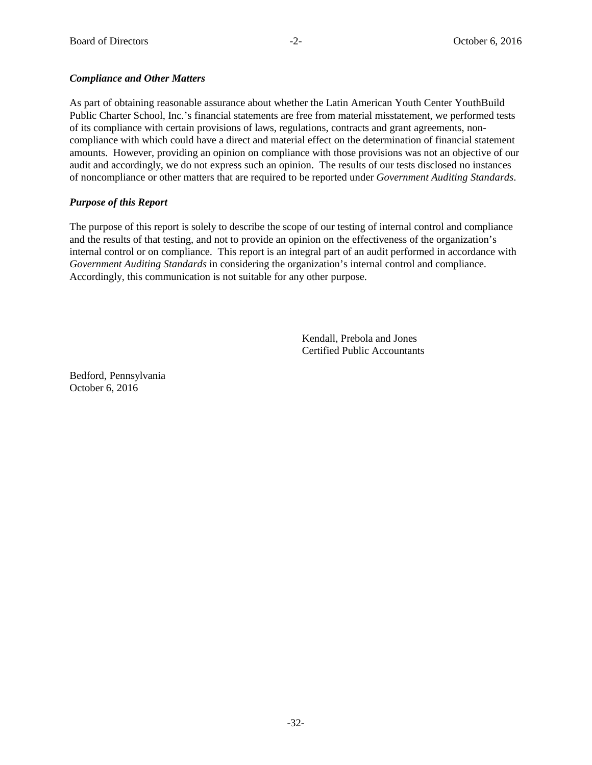### *Compliance and Other Matters*

As part of obtaining reasonable assurance about whether the Latin American Youth Center YouthBuild Public Charter School, Inc.'s financial statements are free from material misstatement, we performed tests of its compliance with certain provisions of laws, regulations, contracts and grant agreements, non-compliance with which could have a direct and material effect on the determination of financial statement amounts. However, providing an opinion on compliance with those provisions was not an objective of our audit and accordingly, we do not express such an opinion. The results of our tests disclosed no instances of noncompliance or other matters that are required to be reported under *Government Auditing Standards*.

### *Purpose of this Report*

The purpose of this report is solely to describe the scope of our testing of internal control and compliance and the results of that testing, and not to provide an opinion on the effectiveness of the organization's internal control or on compliance. This report is an integral part of an audit performed in accordance with *Government Auditing Standards* in considering the organization's internal control and compliance. Accordingly, this communication is not suitable for any other purpose.

Kendall, Prebola and Jones
Certified Public Accountants

Bedford, Pennsylvania
October 6, 2016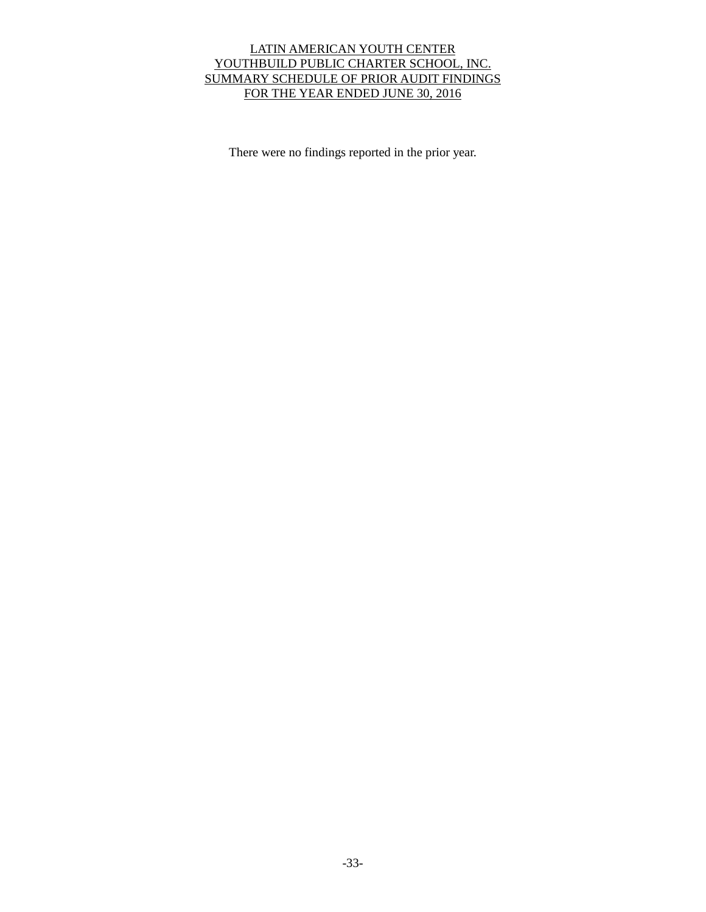# LATIN AMERICAN YOUTH CENTER
# YOUTHBUILD PUBLIC CHARTER SCHOOL, INC.
# SUMMARY SCHEDULE OF PRIOR AUDIT FINDINGS
# FOR THE YEAR ENDED JUNE 30, 2016

There were no findings reported in the prior year.